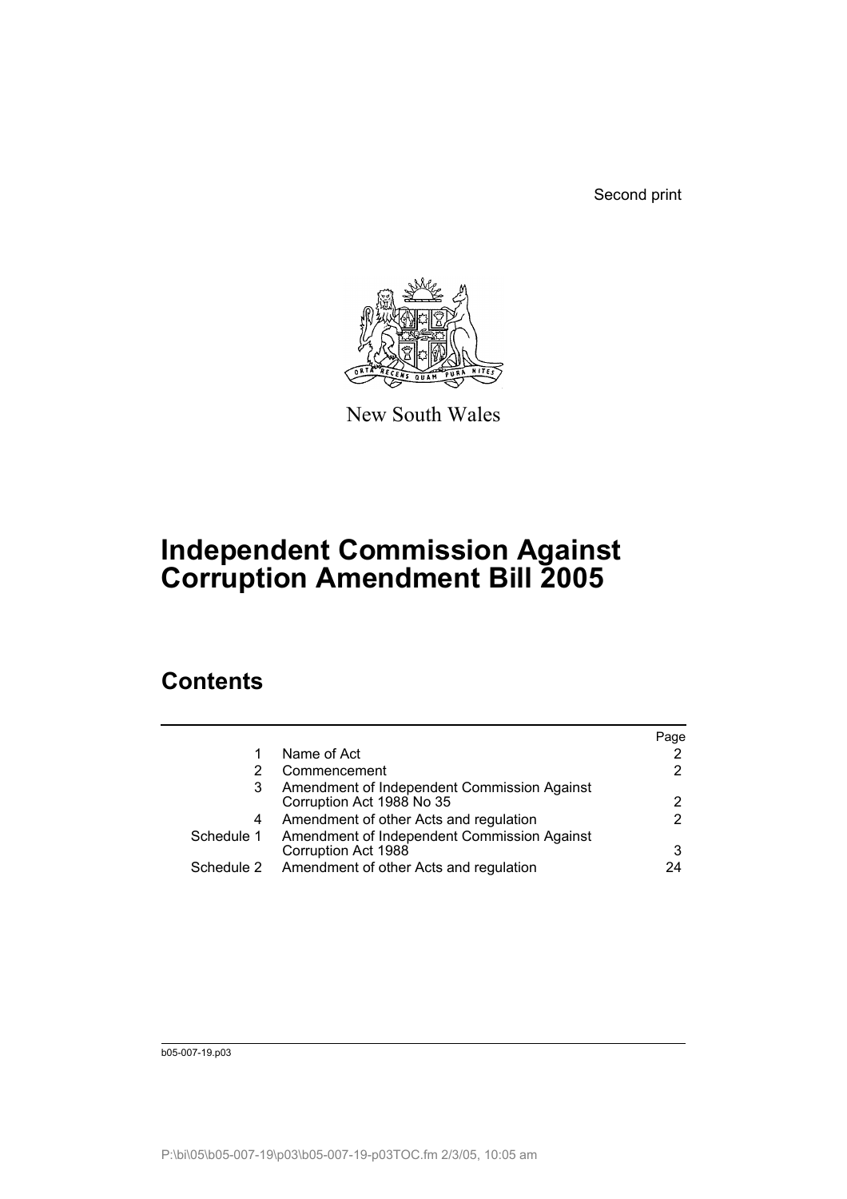Second print

New South Wales

# Independent Commission Against Corruption Amendment Bill 2005

## Contents

| | | Page |
|---|---|---|
| 1 | Name of Act | 2 |
| 2 | Commencement | 2 |
| 3 | Amendment of Independent Commission Against Corruption Act 1988 No 35 | 2 |
| 4 | Amendment of other Acts and regulation | 2 |
| Schedule 1 | Amendment of Independent Commission Against Corruption Act 1988 | 3 |
| Schedule 2 | Amendment of other Acts and regulation | 24 |

b05-007-19.p03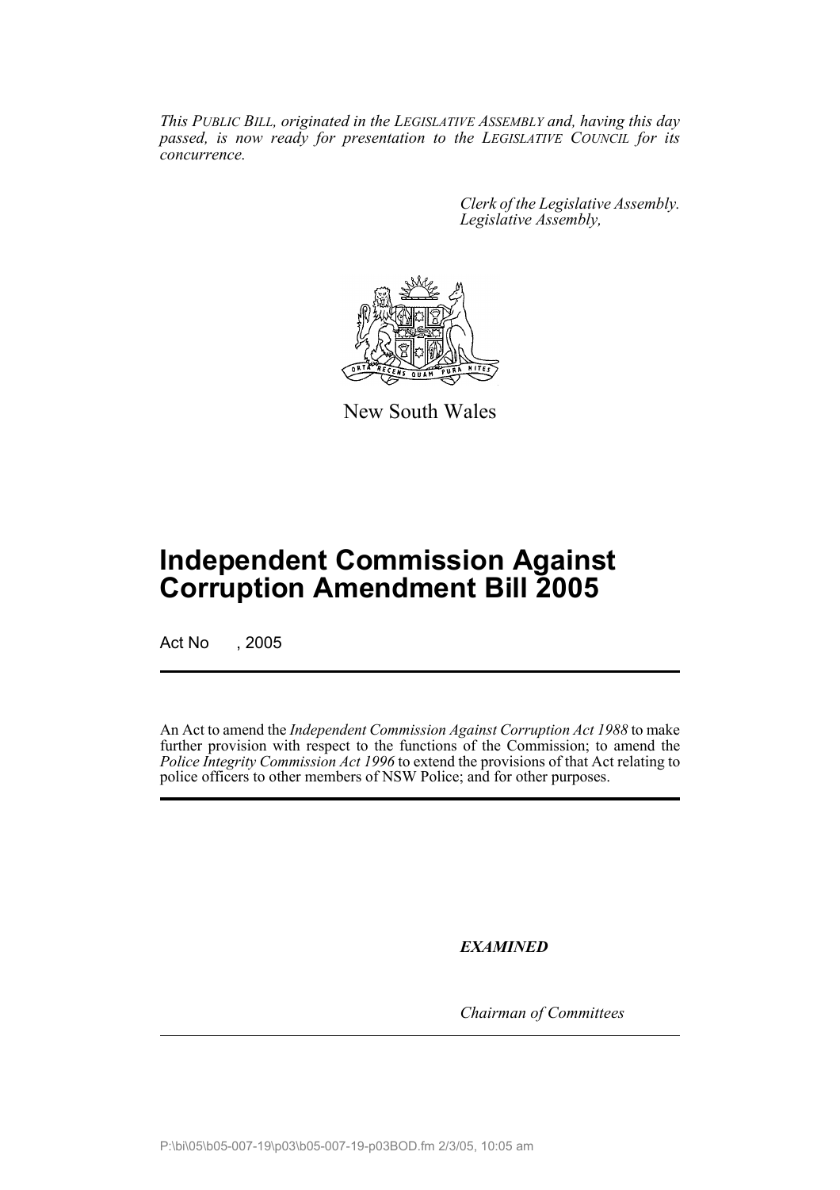*This PUBLIC BILL, originated in the LEGISLATIVE ASSEMBLY and, having this day passed, is now ready for presentation to the LEGISLATIVE COUNCIL for its concurrence.*

*Clerk of the Legislative Assembly.*
*Legislative Assembly,*

New South Wales

# Independent Commission Against Corruption Amendment Bill 2005

Act No , 2005

An Act to amend the *Independent Commission Against Corruption Act 1988* to make further provision with respect to the functions of the Commission; to amend the *Police Integrity Commission Act 1996* to extend the provisions of that Act relating to police officers to other members of NSW Police; and for other purposes.

***EXAMINED***

*Chairman of Committees*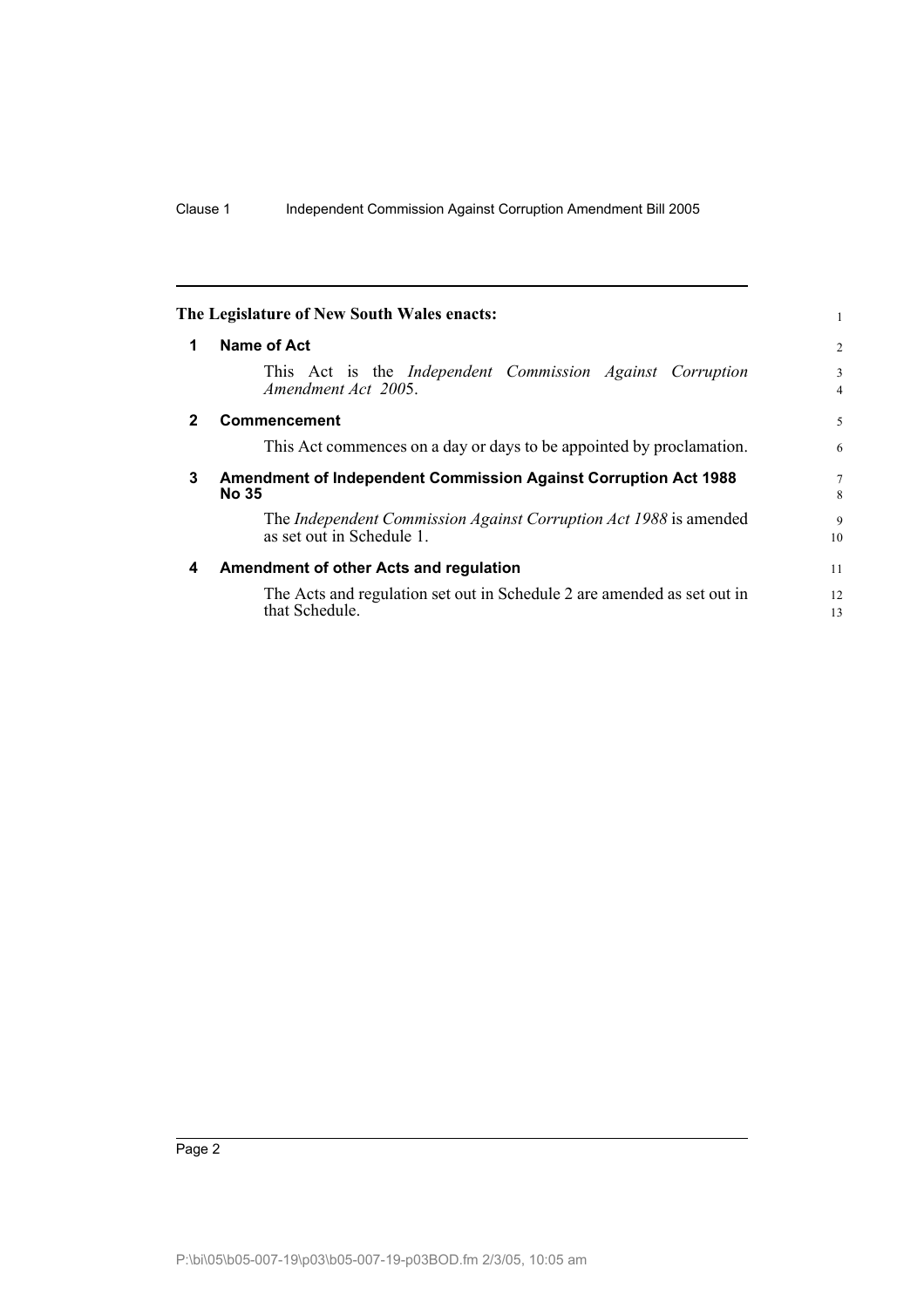**The Legislature of New South Wales enacts:**

## 1 Name of Act

This Act is the *Independent Commission Against Corruption Amendment Act 2005*.

## 2 Commencement

This Act commences on a day or days to be appointed by proclamation.

## 3 Amendment of Independent Commission Against Corruption Act 1988 No 35

The *Independent Commission Against Corruption Act 1988* is amended as set out in Schedule 1.

## 4 Amendment of other Acts and regulation

The Acts and regulation set out in Schedule 2 are amended as set out in that Schedule.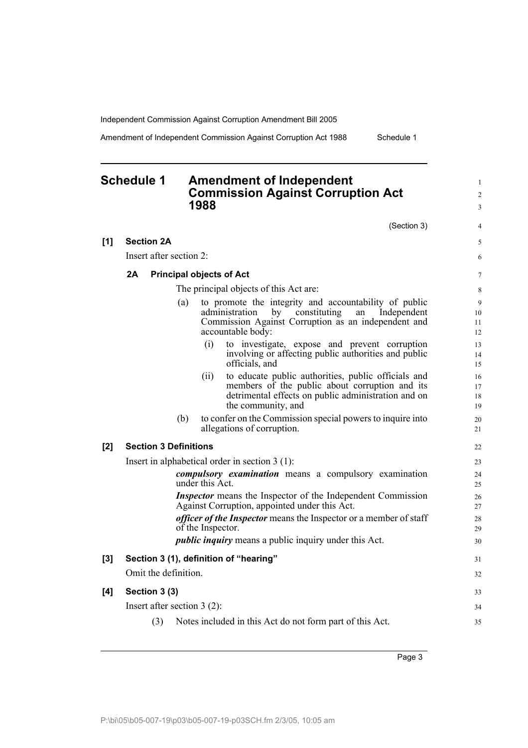## Schedule 1 Amendment of Independent Commission Against Corruption Act 1988

(Section 3)

**[1] Section 2A**

Insert after section 2:

**2A Principal objects of Act**

The principal objects of this Act are:

(a) to promote the integrity and accountability of public administration by constituting an Independent Commission Against Corruption as an independent and accountable body:

(i) to investigate, expose and prevent corruption involving or affecting public authorities and public officials, and

(ii) to educate public authorities, public officials and members of the public about corruption and its detrimental effects on public administration and on the community, and

(b) to confer on the Commission special powers to inquire into allegations of corruption.

**[2] Section 3 Definitions**

Insert in alphabetical order in section 3 (1):

***compulsory examination*** means a compulsory examination under this Act.

***Inspector*** means the Inspector of the Independent Commission Against Corruption, appointed under this Act.

***officer of the Inspector*** means the Inspector or a member of staff of the Inspector.

***public inquiry*** means a public inquiry under this Act.

**[3] Section 3 (1), definition of "hearing"**

Omit the definition.

**[4] Section 3 (3)**

Insert after section 3 (2):

(3) Notes included in this Act do not form part of this Act.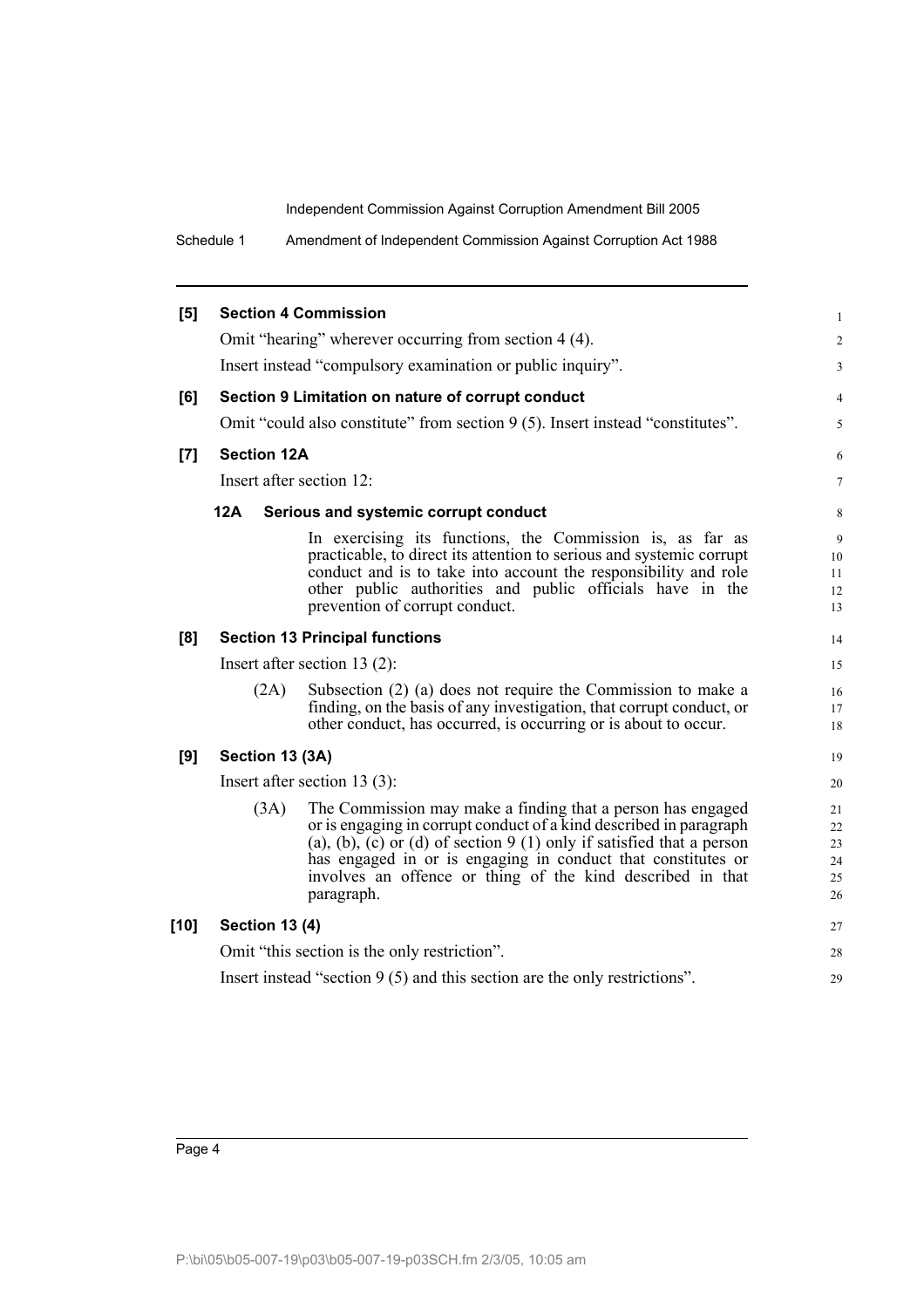**[5] Section 4 Commission**

Omit “hearing” wherever occurring from section 4 (4).

Insert instead “compulsory examination or public inquiry”.

**[6] Section 9 Limitation on nature of corrupt conduct**

Omit “could also constitute” from section 9 (5). Insert instead “constitutes”.

**[7] Section 12A**

Insert after section 12:

**12A Serious and systemic corrupt conduct**

In exercising its functions, the Commission is, as far as practicable, to direct its attention to serious and systemic corrupt conduct and is to take into account the responsibility and role other public authorities and public officials have in the prevention of corrupt conduct.

**[8] Section 13 Principal functions**

Insert after section 13 (2):

(2A) Subsection (2) (a) does not require the Commission to make a finding, on the basis of any investigation, that corrupt conduct, or other conduct, has occurred, is occurring or is about to occur.

**[9] Section 13 (3A)**

Insert after section 13 (3):

(3A) The Commission may make a finding that a person has engaged or is engaging in corrupt conduct of a kind described in paragraph (a), (b), (c) or (d) of section 9 (1) only if satisfied that a person has engaged in or is engaging in conduct that constitutes or involves an offence or thing of the kind described in that paragraph.

**[10] Section 13 (4)**

Omit “this section is the only restriction”.

Insert instead “section 9 (5) and this section are the only restrictions”.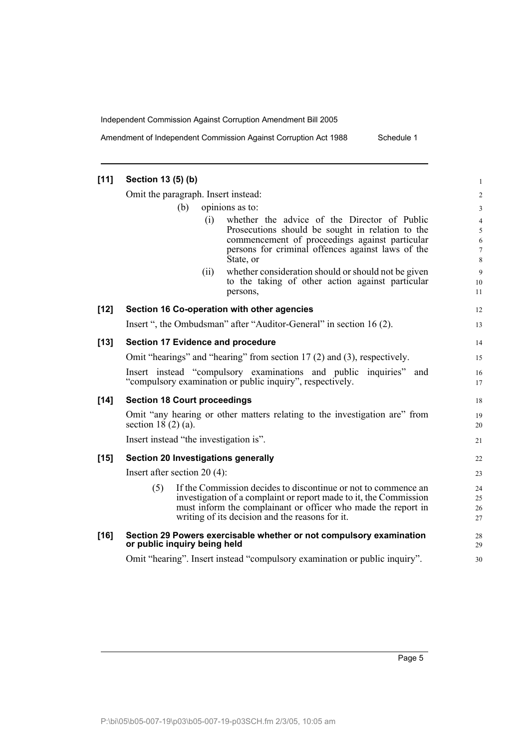**[11] Section 13 (5) (b)**

Omit the paragraph. Insert instead:

(b) opinions as to:

(i) whether the advice of the Director of Public Prosecutions should be sought in relation to the commencement of proceedings against particular persons for criminal offences against laws of the State, or

(ii) whether consideration should or should not be given to the taking of other action against particular persons,

**[12] Section 16 Co-operation with other agencies**

Insert ", the Ombudsman" after "Auditor-General" in section 16 (2).

**[13] Section 17 Evidence and procedure**

Omit "hearings" and "hearing" from section 17 (2) and (3), respectively.

Insert instead "compulsory examinations and public inquiries" and "compulsory examination or public inquiry", respectively.

**[14] Section 18 Court proceedings**

Omit "any hearing or other matters relating to the investigation are" from section 18 (2) (a).

Insert instead "the investigation is".

**[15] Section 20 Investigations generally**

Insert after section 20 (4):

(5) If the Commission decides to discontinue or not to commence an investigation of a complaint or report made to it, the Commission must inform the complainant or officer who made the report in writing of its decision and the reasons for it.

**[16] Section 29 Powers exercisable whether or not compulsory examination or public inquiry being held**

Omit "hearing". Insert instead "compulsory examination or public inquiry".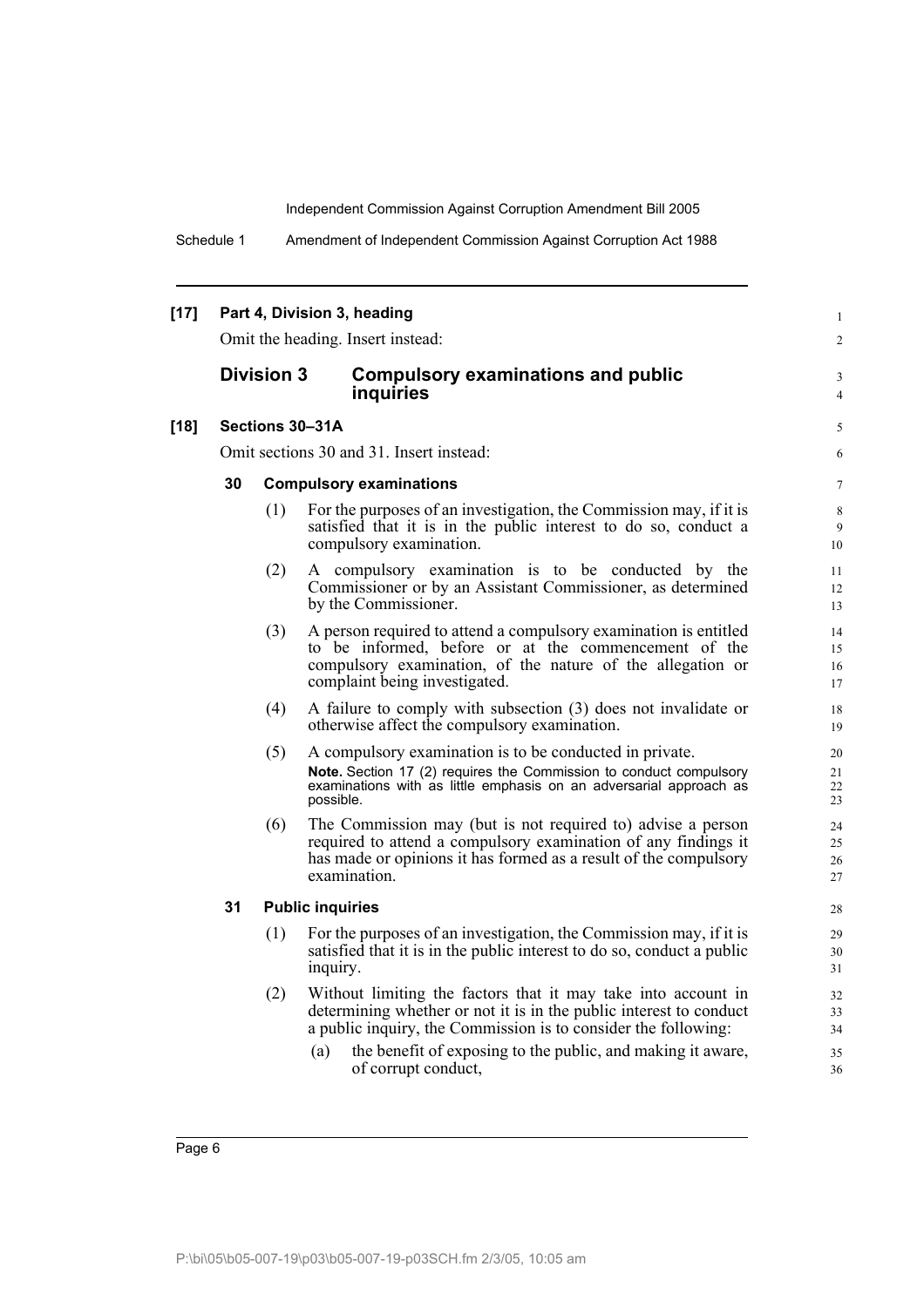**[17] Part 4, Division 3, heading**

Omit the heading. Insert instead:

## Division 3 Compulsory examinations and public inquiries

**[18] Sections 30–31A**

Omit sections 30 and 31. Insert instead:

### 30 Compulsory examinations

(1) For the purposes of an investigation, the Commission may, if it is satisfied that it is in the public interest to do so, conduct a compulsory examination.

(2) A compulsory examination is to be conducted by the Commissioner or by an Assistant Commissioner, as determined by the Commissioner.

(3) A person required to attend a compulsory examination is entitled to be informed, before or at the commencement of the compulsory examination, of the nature of the allegation or complaint being investigated.

(4) A failure to comply with subsection (3) does not invalidate or otherwise affect the compulsory examination.

(5) A compulsory examination is to be conducted in private.

**Note.** Section 17 (2) requires the Commission to conduct compulsory examinations with as little emphasis on an adversarial approach as possible.

(6) The Commission may (but is not required to) advise a person required to attend a compulsory examination of any findings it has made or opinions it has formed as a result of the compulsory examination.

### 31 Public inquiries

(1) For the purposes of an investigation, the Commission may, if it is satisfied that it is in the public interest to do so, conduct a public inquiry.

(2) Without limiting the factors that it may take into account in determining whether or not it is in the public interest to conduct a public inquiry, the Commission is to consider the following:

(a) the benefit of exposing to the public, and making it aware, of corrupt conduct,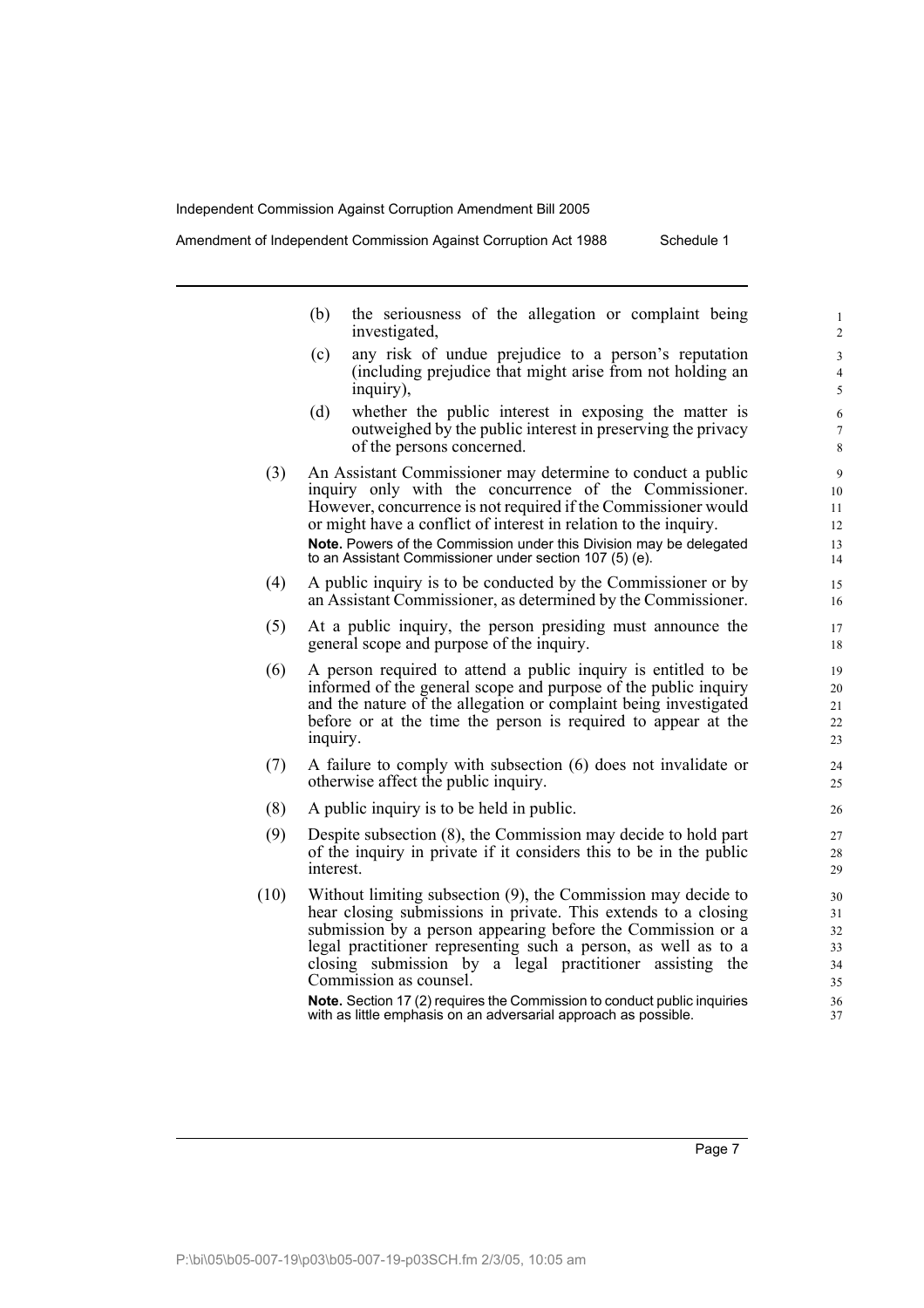(b) the seriousness of the allegation or complaint being investigated,

(c) any risk of undue prejudice to a person's reputation (including prejudice that might arise from not holding an inquiry),

(d) whether the public interest in exposing the matter is outweighed by the public interest in preserving the privacy of the persons concerned.

(3) An Assistant Commissioner may determine to conduct a public inquiry only with the concurrence of the Commissioner. However, concurrence is not required if the Commissioner would or might have a conflict of interest in relation to the inquiry.

**Note.** Powers of the Commission under this Division may be delegated to an Assistant Commissioner under section 107 (5) (e).

(4) A public inquiry is to be conducted by the Commissioner or by an Assistant Commissioner, as determined by the Commissioner.

(5) At a public inquiry, the person presiding must announce the general scope and purpose of the inquiry.

(6) A person required to attend a public inquiry is entitled to be informed of the general scope and purpose of the public inquiry and the nature of the allegation or complaint being investigated before or at the time the person is required to appear at the inquiry.

(7) A failure to comply with subsection (6) does not invalidate or otherwise affect the public inquiry.

(8) A public inquiry is to be held in public.

(9) Despite subsection (8), the Commission may decide to hold part of the inquiry in private if it considers this to be in the public interest.

(10) Without limiting subsection (9), the Commission may decide to hear closing submissions in private. This extends to a closing submission by a person appearing before the Commission or a legal practitioner representing such a person, as well as to a closing submission by a legal practitioner assisting the Commission as counsel.

**Note.** Section 17 (2) requires the Commission to conduct public inquiries with as little emphasis on an adversarial approach as possible.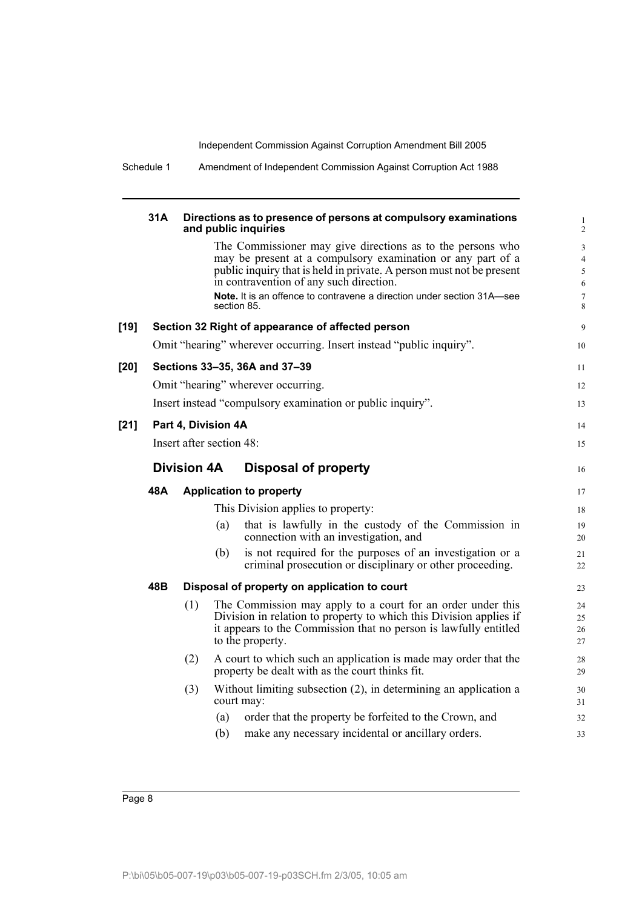**31A Directions as to presence of persons at compulsory examinations and public inquiries**

The Commissioner may give directions as to the persons who may be present at a compulsory examination or any part of a public inquiry that is held in private. A person must not be present in contravention of any such direction.

**Note.** It is an offence to contravene a direction under section 31A—see section 85.

**[19] Section 32 Right of appearance of affected person**

Omit "hearing" wherever occurring. Insert instead "public inquiry".

**[20] Sections 33–35, 36A and 37–39**

Omit "hearing" wherever occurring.

Insert instead "compulsory examination or public inquiry".

**[21] Part 4, Division 4A**

Insert after section 48:

## Division 4A Disposal of property

**48A Application to property**

This Division applies to property:

(a) that is lawfully in the custody of the Commission in connection with an investigation, and

(b) is not required for the purposes of an investigation or a criminal prosecution or disciplinary or other proceeding.

**48B Disposal of property on application to court**

(1) The Commission may apply to a court for an order under this Division in relation to property to which this Division applies if it appears to the Commission that no person is lawfully entitled to the property.

(2) A court to which such an application is made may order that the property be dealt with as the court thinks fit.

(3) Without limiting subsection (2), in determining an application a court may:

(a) order that the property be forfeited to the Crown, and

(b) make any necessary incidental or ancillary orders.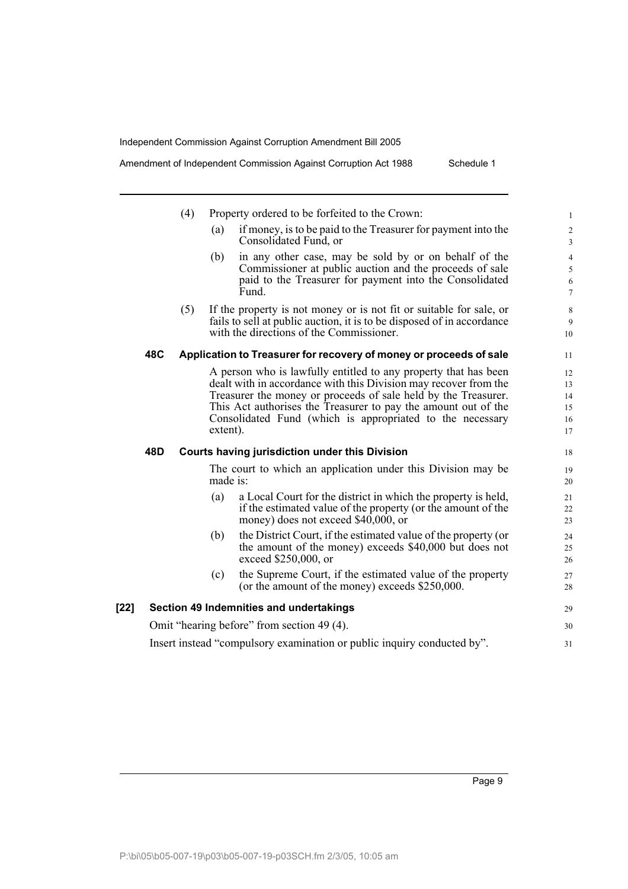(4) Property ordered to be forfeited to the Crown:

(a) if money, is to be paid to the Treasurer for payment into the Consolidated Fund, or

(b) in any other case, may be sold by or on behalf of the Commissioner at public auction and the proceeds of sale paid to the Treasurer for payment into the Consolidated Fund.

(5) If the property is not money or is not fit or suitable for sale, or fails to sell at public auction, it is to be disposed of in accordance with the directions of the Commissioner.

**48C Application to Treasurer for recovery of money or proceeds of sale**

A person who is lawfully entitled to any property that has been dealt with in accordance with this Division may recover from the Treasurer the money or proceeds of sale held by the Treasurer. This Act authorises the Treasurer to pay the amount out of the Consolidated Fund (which is appropriated to the necessary extent).

**48D Courts having jurisdiction under this Division**

The court to which an application under this Division may be made is:

(a) a Local Court for the district in which the property is held, if the estimated value of the property (or the amount of the money) does not exceed $40,000, or

(b) the District Court, if the estimated value of the property (or the amount of the money) exceeds $40,000 but does not exceed $250,000, or

(c) the Supreme Court, if the estimated value of the property (or the amount of the money) exceeds $250,000.

**[22] Section 49 Indemnities and undertakings**

Omit "hearing before" from section 49 (4).

Insert instead "compulsory examination or public inquiry conducted by".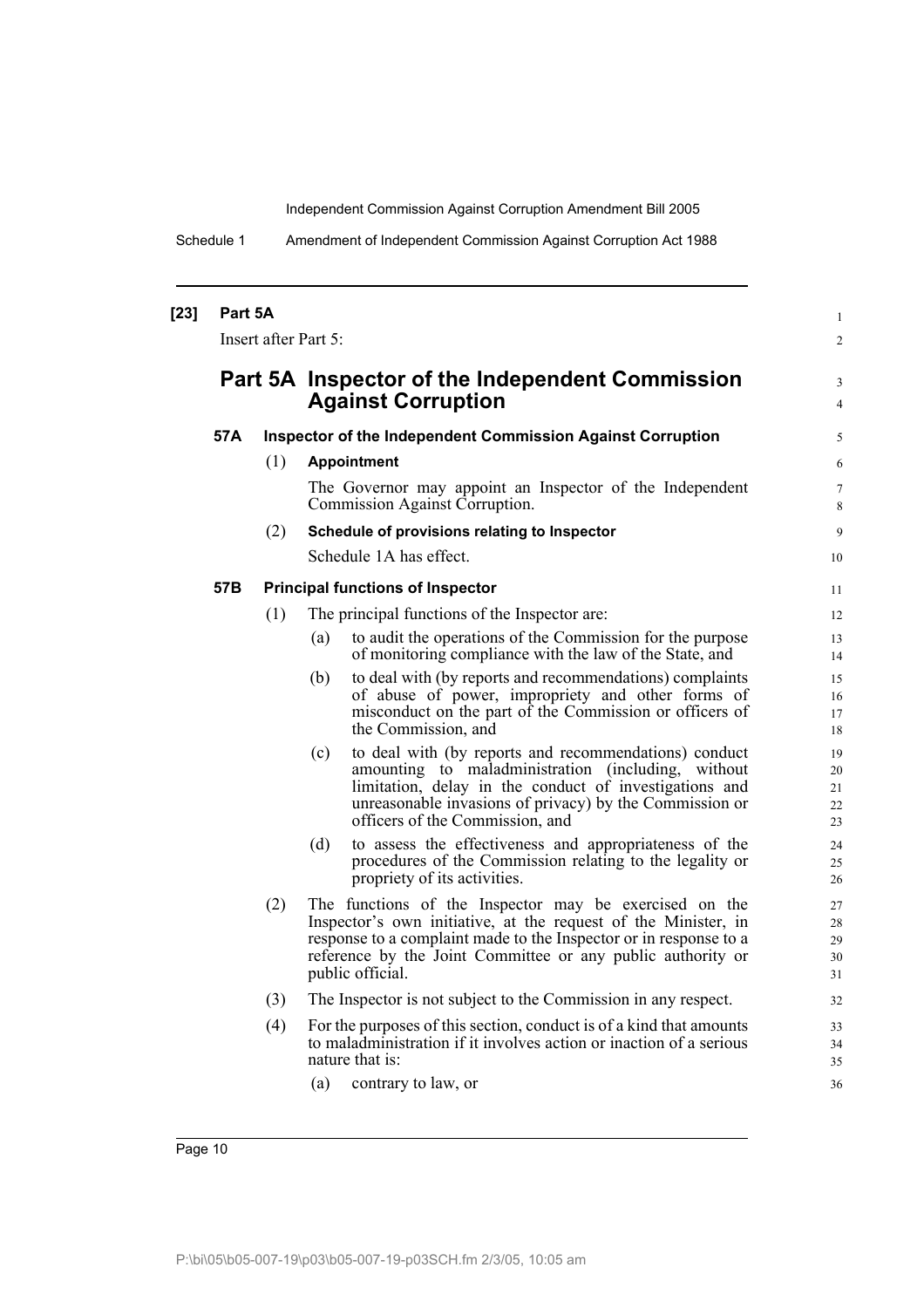**[23] Part 5A**

Insert after Part 5:

## Part 5A Inspector of the Independent Commission Against Corruption

### 57A Inspector of the Independent Commission Against Corruption

(1) **Appointment**

The Governor may appoint an Inspector of the Independent Commission Against Corruption.

(2) **Schedule of provisions relating to Inspector**

Schedule 1A has effect.

### 57B Principal functions of Inspector

(1) The principal functions of the Inspector are:

- (a) to audit the operations of the Commission for the purpose of monitoring compliance with the law of the State, and
- (b) to deal with (by reports and recommendations) complaints of abuse of power, impropriety and other forms of misconduct on the part of the Commission or officers of the Commission, and
- (c) to deal with (by reports and recommendations) conduct amounting to maladministration (including, without limitation, delay in the conduct of investigations and unreasonable invasions of privacy) by the Commission or officers of the Commission, and
- (d) to assess the effectiveness and appropriateness of the procedures of the Commission relating to the legality or propriety of its activities.

(2) The functions of the Inspector may be exercised on the Inspector's own initiative, at the request of the Minister, in response to a complaint made to the Inspector or in response to a reference by the Joint Committee or any public authority or public official.

(3) The Inspector is not subject to the Commission in any respect.

(4) For the purposes of this section, conduct is of a kind that amounts to maladministration if it involves action or inaction of a serious nature that is:

- (a) contrary to law, or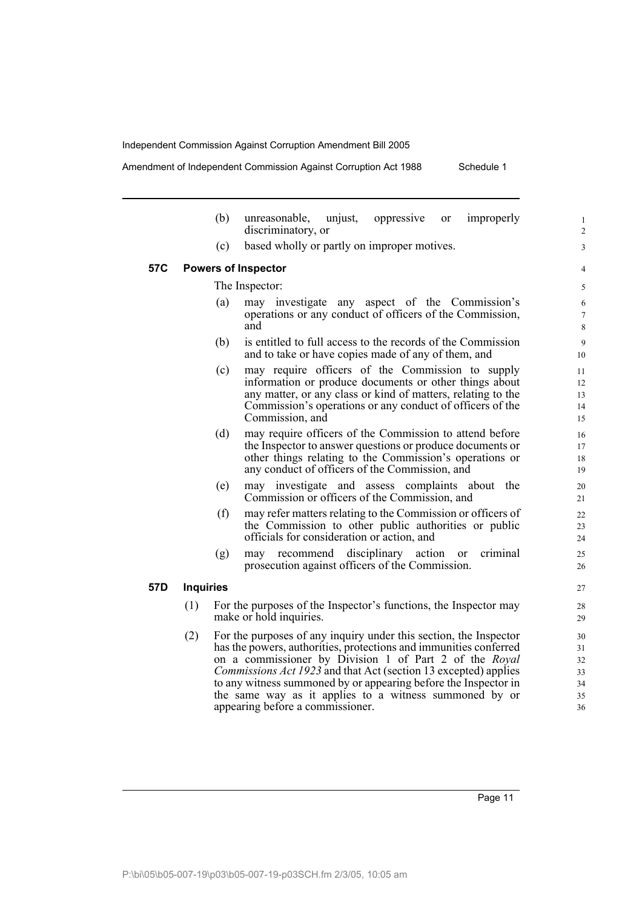(b) unreasonable, unjust, oppressive or improperly discriminatory, or

(c) based wholly or partly on improper motives.

**57C Powers of Inspector**

The Inspector:

(a) may investigate any aspect of the Commission's operations or any conduct of officers of the Commission, and

(b) is entitled to full access to the records of the Commission and to take or have copies made of any of them, and

(c) may require officers of the Commission to supply information or produce documents or other things about any matter, or any class or kind of matters, relating to the Commission's operations or any conduct of officers of the Commission, and

(d) may require officers of the Commission to attend before the Inspector to answer questions or produce documents or other things relating to the Commission's operations or any conduct of officers of the Commission, and

(e) may investigate and assess complaints about the Commission or officers of the Commission, and

(f) may refer matters relating to the Commission or officers of the Commission to other public authorities or public officials for consideration or action, and

(g) may recommend disciplinary action or criminal prosecution against officers of the Commission.

**57D Inquiries**

(1) For the purposes of the Inspector's functions, the Inspector may make or hold inquiries.

(2) For the purposes of any inquiry under this section, the Inspector has the powers, authorities, protections and immunities conferred on a commissioner by Division 1 of Part 2 of the *Royal Commissions Act 1923* and that Act (section 13 excepted) applies to any witness summoned by or appearing before the Inspector in the same way as it applies to a witness summoned by or appearing before a commissioner.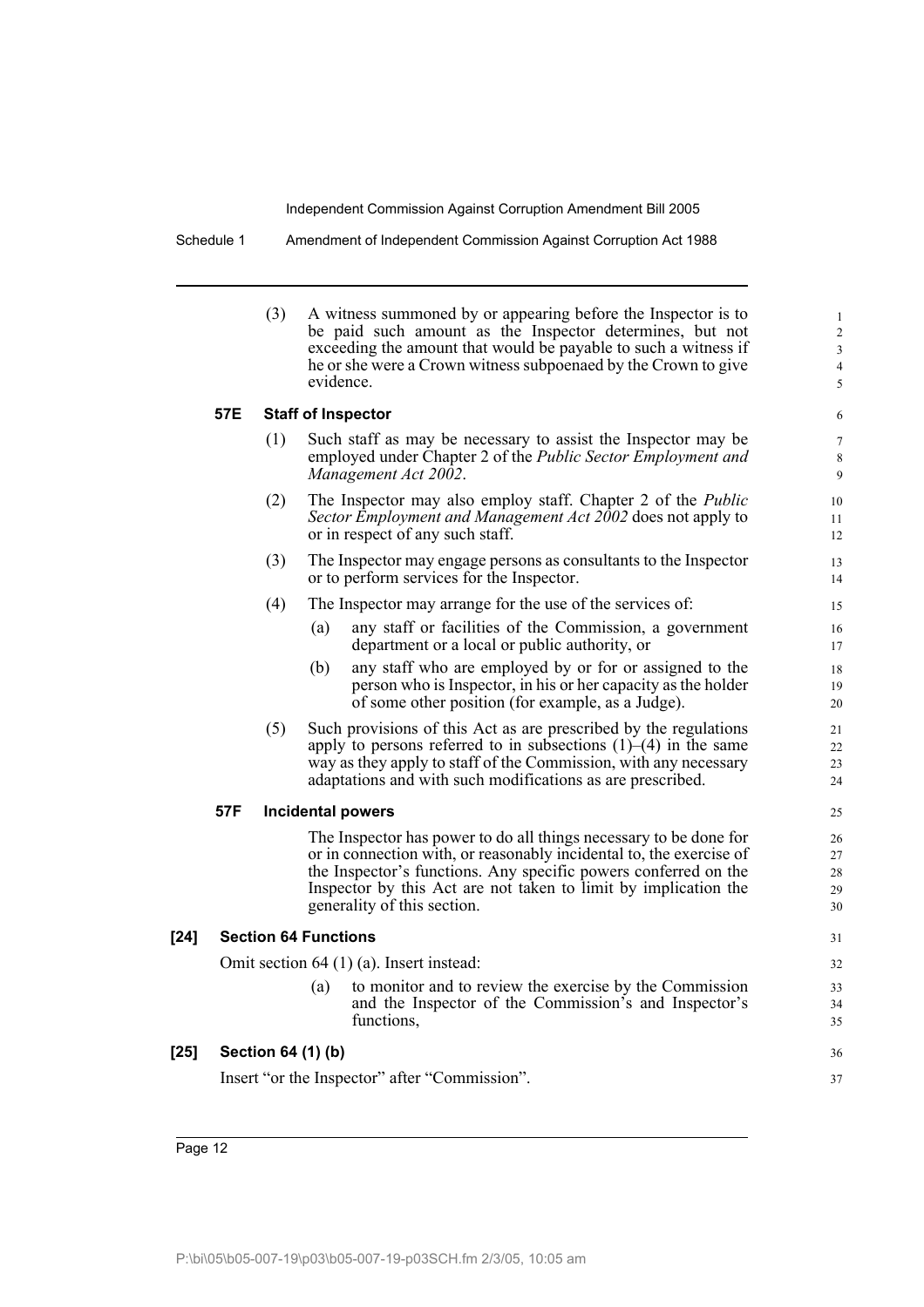(3) A witness summoned by or appearing before the Inspector is to be paid such amount as the Inspector determines, but not exceeding the amount that would be payable to such a witness if he or she were a Crown witness subpoenaed by the Crown to give evidence.

**57E Staff of Inspector**

(1) Such staff as may be necessary to assist the Inspector may be employed under Chapter 2 of the *Public Sector Employment and Management Act 2002*.

(2) The Inspector may also employ staff. Chapter 2 of the *Public Sector Employment and Management Act 2002* does not apply to or in respect of any such staff.

(3) The Inspector may engage persons as consultants to the Inspector or to perform services for the Inspector.

(4) The Inspector may arrange for the use of the services of:

(a) any staff or facilities of the Commission, a government department or a local or public authority, or

(b) any staff who are employed by or for or assigned to the person who is Inspector, in his or her capacity as the holder of some other position (for example, as a Judge).

(5) Such provisions of this Act as are prescribed by the regulations apply to persons referred to in subsections (1)–(4) in the same way as they apply to staff of the Commission, with any necessary adaptations and with such modifications as are prescribed.

**57F Incidental powers**

The Inspector has power to do all things necessary to be done for or in connection with, or reasonably incidental to, the exercise of the Inspector's functions. Any specific powers conferred on the Inspector by this Act are not taken to limit by implication the generality of this section.

**[24] Section 64 Functions**

Omit section 64 (1) (a). Insert instead:

(a) to monitor and to review the exercise by the Commission and the Inspector of the Commission's and Inspector's functions,

**[25] Section 64 (1) (b)**

Insert "or the Inspector" after "Commission".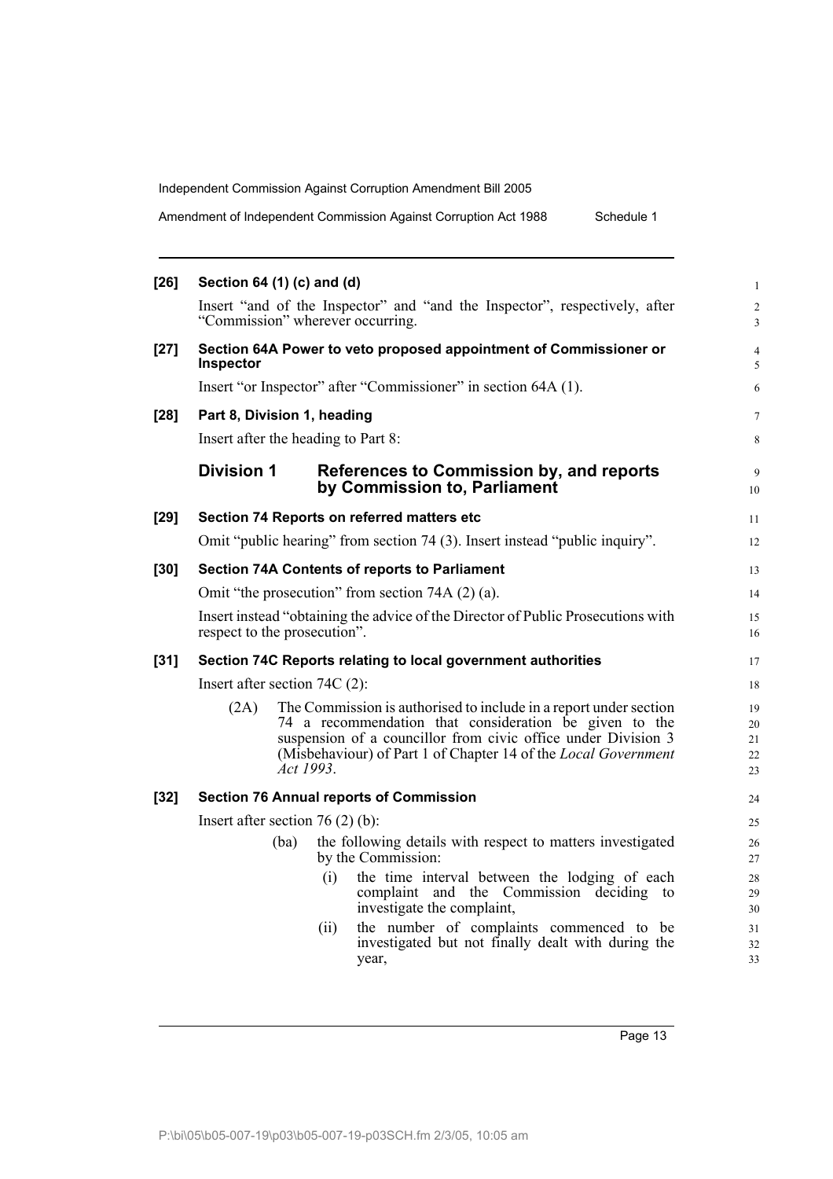**[26] Section 64 (1) (c) and (d)**

Insert "and of the Inspector" and "and the Inspector", respectively, after "Commission" wherever occurring.

**[27] Section 64A Power to veto proposed appointment of Commissioner or Inspector**

Insert "or Inspector" after "Commissioner" in section 64A (1).

**[28] Part 8, Division 1, heading**

Insert after the heading to Part 8:

## Division 1 References to Commission by, and reports by Commission to, Parliament

**[29] Section 74 Reports on referred matters etc**

Omit "public hearing" from section 74 (3). Insert instead "public inquiry".

**[30] Section 74A Contents of reports to Parliament**

Omit "the prosecution" from section 74A (2) (a).

Insert instead "obtaining the advice of the Director of Public Prosecutions with respect to the prosecution".

**[31] Section 74C Reports relating to local government authorities**

Insert after section 74C (2):

(2A) The Commission is authorised to include in a report under section 74 a recommendation that consideration be given to the suspension of a councillor from civic office under Division 3 (Misbehaviour) of Part 1 of Chapter 14 of the *Local Government Act 1993*.

**[32] Section 76 Annual reports of Commission**

Insert after section 76 (2) (b):

(ba) the following details with respect to matters investigated by the Commission:

(i) the time interval between the lodging of each complaint and the Commission deciding to investigate the complaint,

(ii) the number of complaints commenced to be investigated but not finally dealt with during the year,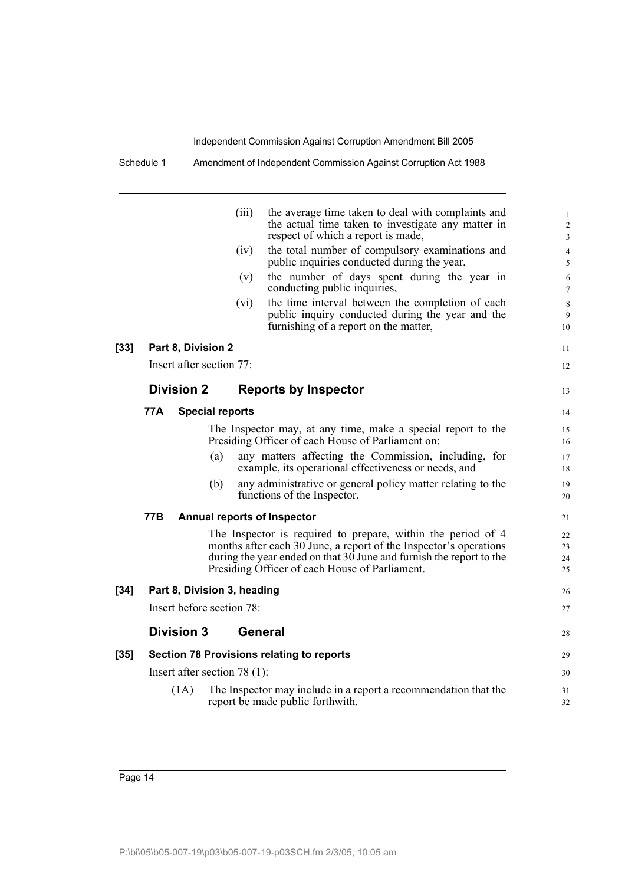(iii) the average time taken to deal with complaints and the actual time taken to investigate any matter in respect of which a report is made,

(iv) the total number of compulsory examinations and public inquiries conducted during the year,

(v) the number of days spent during the year in conducting public inquiries,

(vi) the time interval between the completion of each public inquiry conducted during the year and the furnishing of a report on the matter,

**[33] Part 8, Division 2**

Insert after section 77:

## Division 2 Reports by Inspector

### 77A Special reports

The Inspector may, at any time, make a special report to the Presiding Officer of each House of Parliament on:

(a) any matters affecting the Commission, including, for example, its operational effectiveness or needs, and

(b) any administrative or general policy matter relating to the functions of the Inspector.

### 77B Annual reports of Inspector

The Inspector is required to prepare, within the period of 4 months after each 30 June, a report of the Inspector's operations during the year ended on that 30 June and furnish the report to the Presiding Officer of each House of Parliament.

**[34] Part 8, Division 3, heading**

Insert before section 78:

## Division 3 General

**[35] Section 78 Provisions relating to reports**

Insert after section 78 (1):

(1A) The Inspector may include in a report a recommendation that the report be made public forthwith.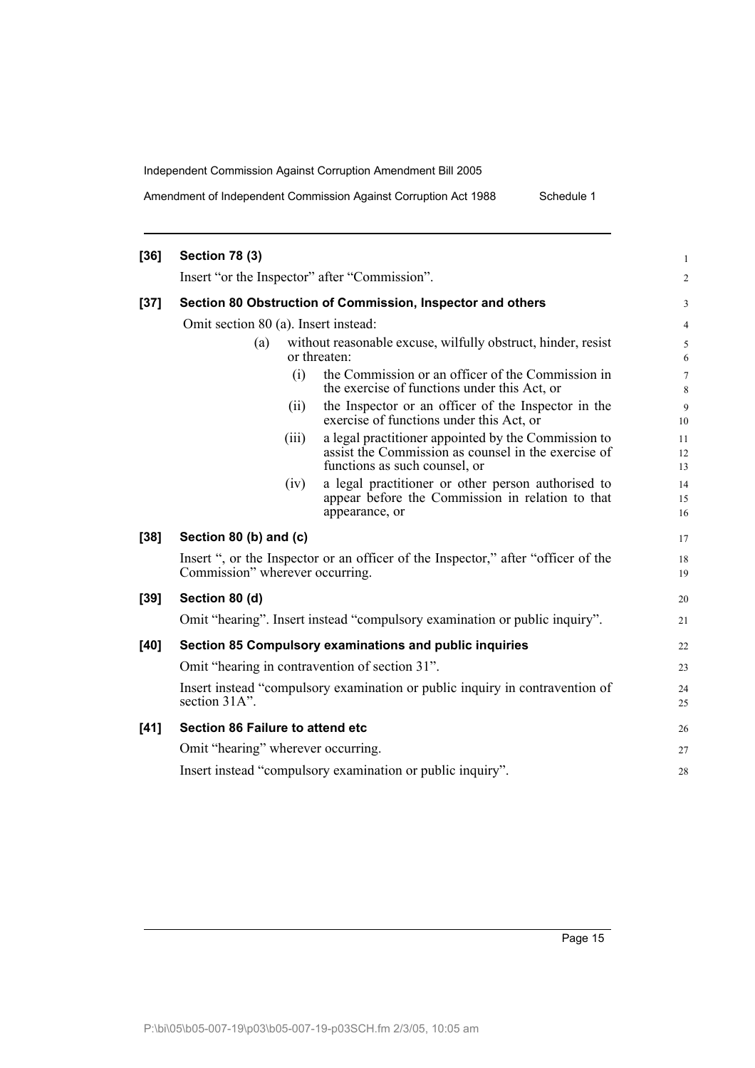**[36] Section 78 (3)**

Insert "or the Inspector" after "Commission".

**[37] Section 80 Obstruction of Commission, Inspector and others**

Omit section 80 (a). Insert instead:

> (a) without reasonable excuse, wilfully obstruct, hinder, resist or threaten:
>
> > (i) the Commission or an officer of the Commission in the exercise of functions under this Act, or
> >
> > (ii) the Inspector or an officer of the Inspector in the exercise of functions under this Act, or
> >
> > (iii) a legal practitioner appointed by the Commission to assist the Commission as counsel in the exercise of functions as such counsel, or
> >
> > (iv) a legal practitioner or other person authorised to appear before the Commission in relation to that appearance, or

**[38] Section 80 (b) and (c)**

Insert ", or the Inspector or an officer of the Inspector," after "officer of the Commission" wherever occurring.

**[39] Section 80 (d)**

Omit "hearing". Insert instead "compulsory examination or public inquiry".

**[40] Section 85 Compulsory examinations and public inquiries**

Omit "hearing in contravention of section 31".

Insert instead "compulsory examination or public inquiry in contravention of section 31A".

**[41] Section 86 Failure to attend etc**

Omit "hearing" wherever occurring.

Insert instead "compulsory examination or public inquiry".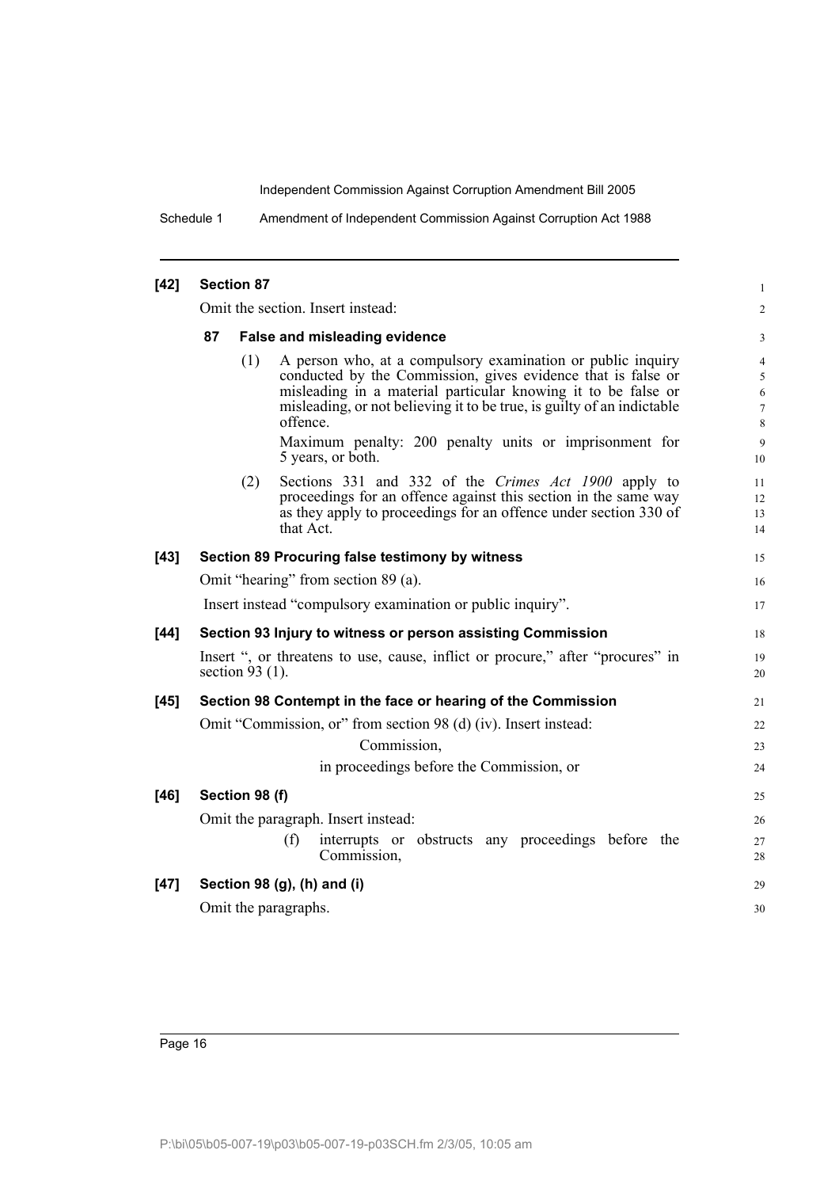**[42] Section 87**

Omit the section. Insert instead:

**87 False and misleading evidence**

(1) A person who, at a compulsory examination or public inquiry conducted by the Commission, gives evidence that is false or misleading in a material particular knowing it to be false or misleading, or not believing it to be true, is guilty of an indictable offence.

Maximum penalty: 200 penalty units or imprisonment for 5 years, or both.

(2) Sections 331 and 332 of the *Crimes Act 1900* apply to proceedings for an offence against this section in the same way as they apply to proceedings for an offence under section 330 of that Act.

**[43] Section 89 Procuring false testimony by witness**

Omit "hearing" from section 89 (a).

Insert instead "compulsory examination or public inquiry".

**[44] Section 93 Injury to witness or person assisting Commission**

Insert ", or threatens to use, cause, inflict or procure," after "procures" in section 93 (1).

**[45] Section 98 Contempt in the face or hearing of the Commission**

Omit "Commission, or" from section 98 (d) (iv). Insert instead:

Commission,

in proceedings before the Commission, or

**[46] Section 98 (f)**

Omit the paragraph. Insert instead:

(f) interrupts or obstructs any proceedings before the Commission,

**[47] Section 98 (g), (h) and (i)**

Omit the paragraphs.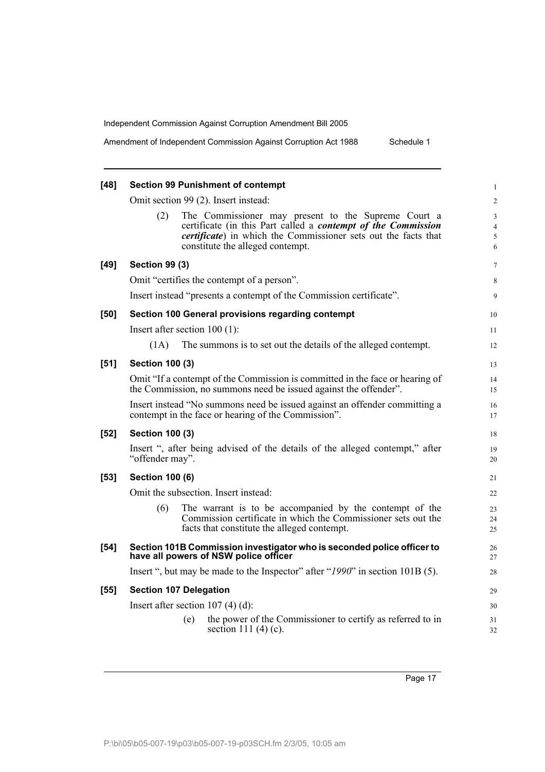**[48] Section 99 Punishment of contempt**

Omit section 99 (2). Insert instead:

> (2) The Commissioner may present to the Supreme Court a certificate (in this Part called a ***contempt of the Commission certificate***) in which the Commissioner sets out the facts that constitute the alleged contempt.

**[49] Section 99 (3)**

Omit "certifies the contempt of a person".

Insert instead "presents a contempt of the Commission certificate".

**[50] Section 100 General provisions regarding contempt**

Insert after section 100 (1):

> (1A) The summons is to set out the details of the alleged contempt.

**[51] Section 100 (3)**

Omit "If a contempt of the Commission is committed in the face or hearing of the Commission, no summons need be issued against the offender".

Insert instead "No summons need be issued against an offender committing a contempt in the face or hearing of the Commission".

**[52] Section 100 (3)**

Insert ", after being advised of the details of the alleged contempt," after "offender may".

**[53] Section 100 (6)**

Omit the subsection. Insert instead:

> (6) The warrant is to be accompanied by the contempt of the Commission certificate in which the Commissioner sets out the facts that constitute the alleged contempt.

**[54] Section 101B Commission investigator who is seconded police officer to have all powers of NSW police officer**

Insert ", but may be made to the Inspector" after "*1990*" in section 101B (5).

**[55] Section 107 Delegation**

Insert after section 107 (4) (d):

> (e) the power of the Commissioner to certify as referred to in section 111 (4) (c).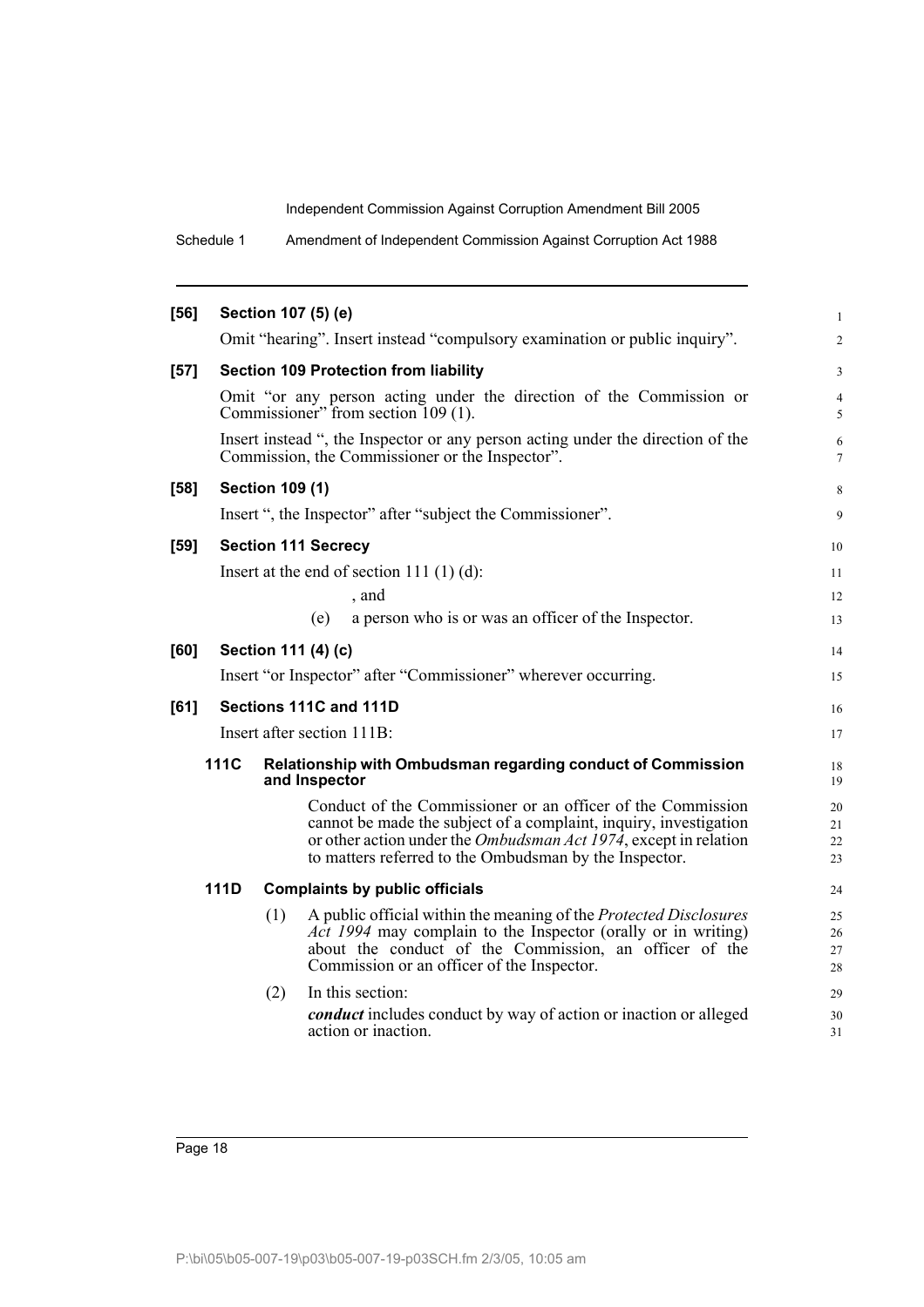**[56] Section 107 (5) (e)**

Omit "hearing". Insert instead "compulsory examination or public inquiry".

**[57] Section 109 Protection from liability**

Omit "or any person acting under the direction of the Commission or Commissioner" from section 109 (1).

Insert instead ", the Inspector or any person acting under the direction of the Commission, the Commissioner or the Inspector".

**[58] Section 109 (1)**

Insert ", the Inspector" after "subject the Commissioner".

**[59] Section 111 Secrecy**

Insert at the end of section 111 (1) (d):

, and

(e) a person who is or was an officer of the Inspector.

**[60] Section 111 (4) (c)**

Insert "or Inspector" after "Commissioner" wherever occurring.

**[61] Sections 111C and 111D**

Insert after section 111B:

**111C Relationship with Ombudsman regarding conduct of Commission and Inspector**

Conduct of the Commissioner or an officer of the Commission cannot be made the subject of a complaint, inquiry, investigation or other action under the *Ombudsman Act 1974*, except in relation to matters referred to the Ombudsman by the Inspector.

**111D Complaints by public officials**

(1) A public official within the meaning of the *Protected Disclosures Act 1994* may complain to the Inspector (orally or in writing) about the conduct of the Commission, an officer of the Commission or an officer of the Inspector.

(2) In this section:

***conduct*** includes conduct by way of action or inaction or alleged action or inaction.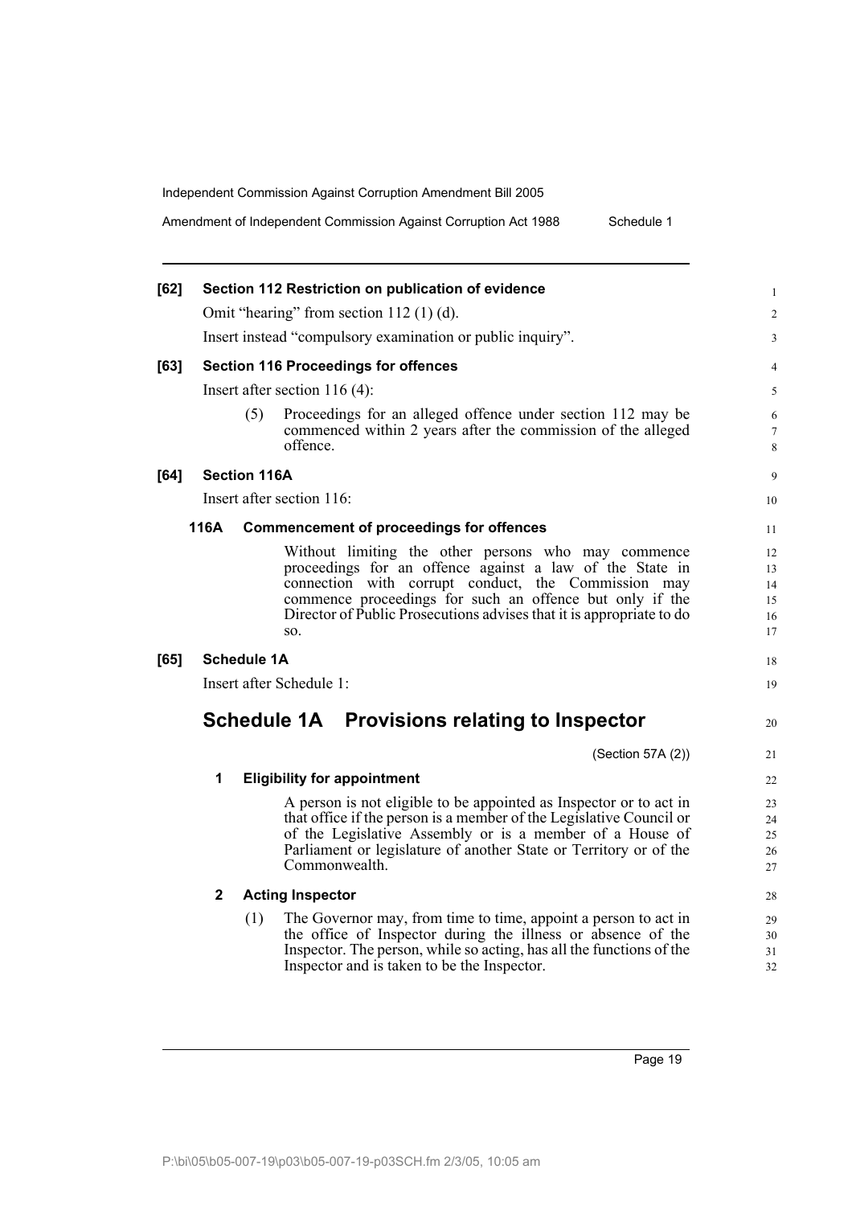**[62] Section 112 Restriction on publication of evidence**

Omit "hearing" from section 112 (1) (d).

Insert instead "compulsory examination or public inquiry".

**[63] Section 116 Proceedings for offences**

Insert after section 116 (4):

(5) Proceedings for an alleged offence under section 112 may be commenced within 2 years after the commission of the alleged offence.

**[64] Section 116A**

Insert after section 116:

**116A Commencement of proceedings for offences**

Without limiting the other persons who may commence proceedings for an offence against a law of the State in connection with corrupt conduct, the Commission may commence proceedings for such an offence but only if the Director of Public Prosecutions advises that it is appropriate to do so.

**[65] Schedule 1A**

Insert after Schedule 1:

## Schedule 1A Provisions relating to Inspector

(Section 57A (2))

**1 Eligibility for appointment**

A person is not eligible to be appointed as Inspector or to act in that office if the person is a member of the Legislative Council or of the Legislative Assembly or is a member of a House of Parliament or legislature of another State or Territory or of the Commonwealth.

**2 Acting Inspector**

(1) The Governor may, from time to time, appoint a person to act in the office of Inspector during the illness or absence of the Inspector. The person, while so acting, has all the functions of the Inspector and is taken to be the Inspector.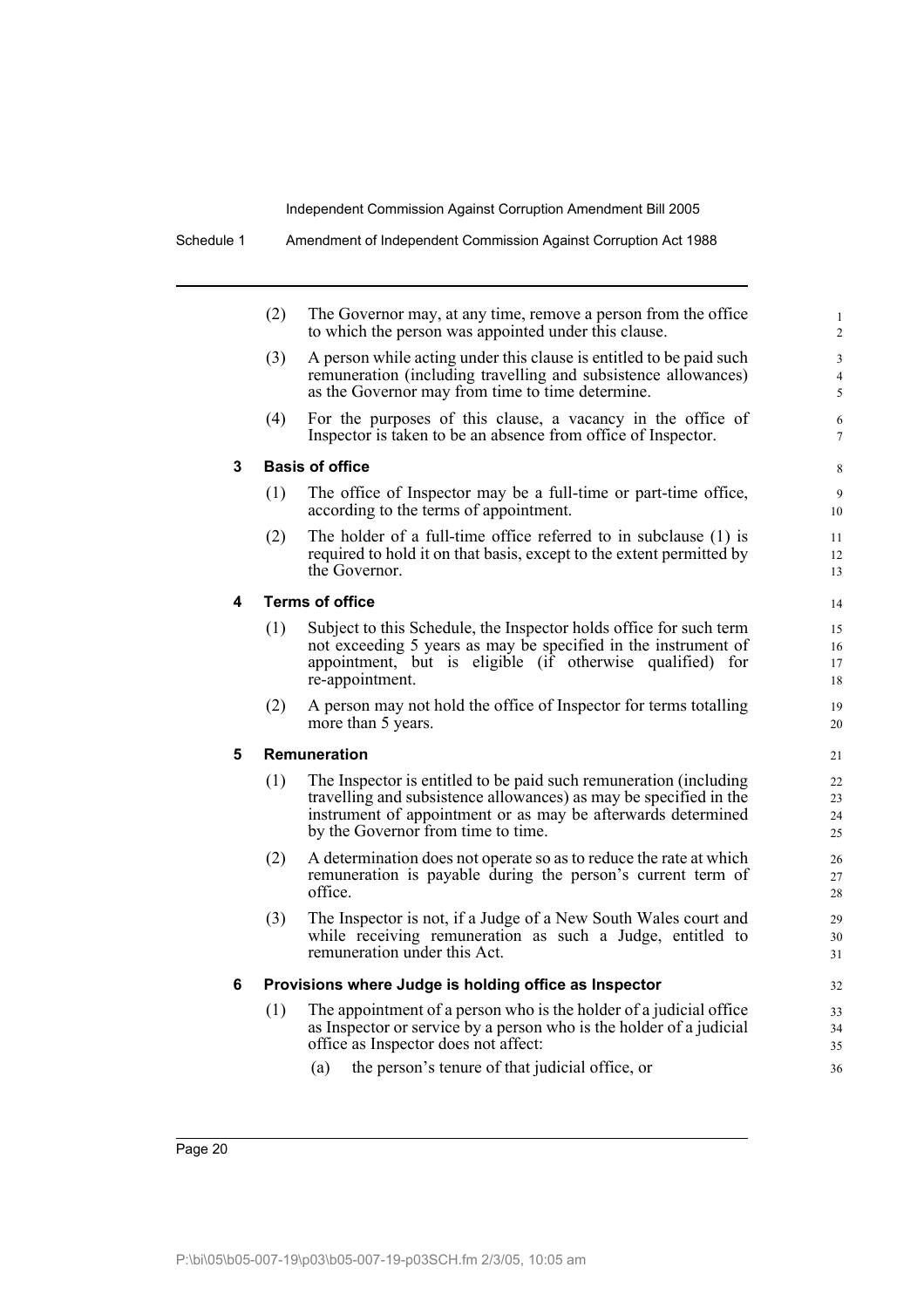(2) The Governor may, at any time, remove a person from the office to which the person was appointed under this clause.

(3) A person while acting under this clause is entitled to be paid such remuneration (including travelling and subsistence allowances) as the Governor may from time to time determine.

(4) For the purposes of this clause, a vacancy in the office of Inspector is taken to be an absence from office of Inspector.

### 3 Basis of office

(1) The office of Inspector may be a full-time or part-time office, according to the terms of appointment.

(2) The holder of a full-time office referred to in subclause (1) is required to hold it on that basis, except to the extent permitted by the Governor.

### 4 Terms of office

(1) Subject to this Schedule, the Inspector holds office for such term not exceeding 5 years as may be specified in the instrument of appointment, but is eligible (if otherwise qualified) for re-appointment.

(2) A person may not hold the office of Inspector for terms totalling more than 5 years.

### 5 Remuneration

(1) The Inspector is entitled to be paid such remuneration (including travelling and subsistence allowances) as may be specified in the instrument of appointment or as may be afterwards determined by the Governor from time to time.

(2) A determination does not operate so as to reduce the rate at which remuneration is payable during the person's current term of office.

(3) The Inspector is not, if a Judge of a New South Wales court and while receiving remuneration as such a Judge, entitled to remuneration under this Act.

### 6 Provisions where Judge is holding office as Inspector

(1) The appointment of a person who is the holder of a judicial office as Inspector or service by a person who is the holder of a judicial office as Inspector does not affect:

(a) the person's tenure of that judicial office, or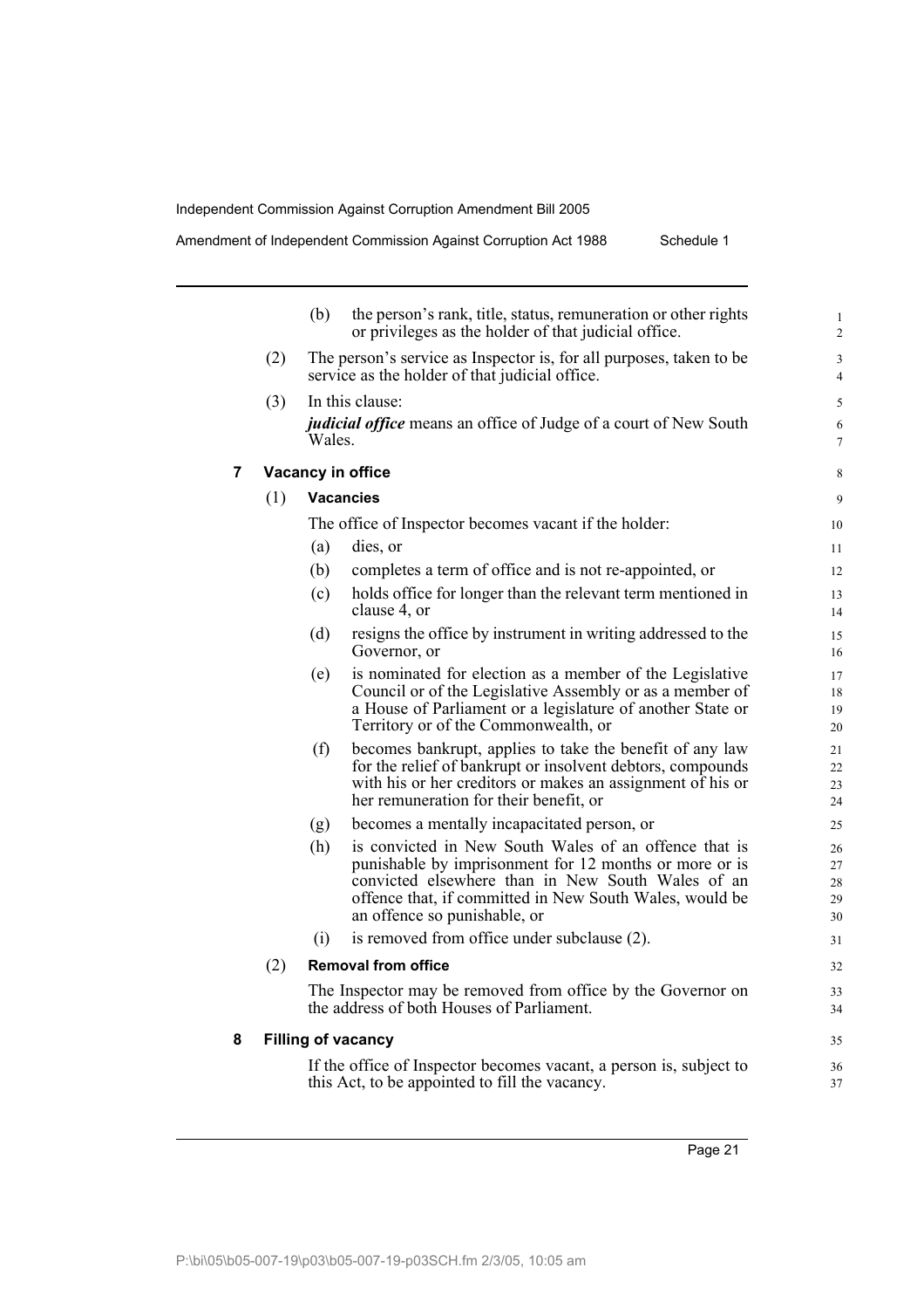(b) the person's rank, title, status, remuneration or other rights or privileges as the holder of that judicial office.

(2) The person's service as Inspector is, for all purposes, taken to be service as the holder of that judicial office.

(3) In this clause:

***judicial office*** means an office of Judge of a court of New South Wales.

### 7 Vacancy in office

(1) **Vacancies**

The office of Inspector becomes vacant if the holder:

(a) dies, or

(b) completes a term of office and is not re-appointed, or

(c) holds office for longer than the relevant term mentioned in clause 4, or

(d) resigns the office by instrument in writing addressed to the Governor, or

(e) is nominated for election as a member of the Legislative Council or of the Legislative Assembly or as a member of a House of Parliament or a legislature of another State or Territory or of the Commonwealth, or

(f) becomes bankrupt, applies to take the benefit of any law for the relief of bankrupt or insolvent debtors, compounds with his or her creditors or makes an assignment of his or her remuneration for their benefit, or

(g) becomes a mentally incapacitated person, or

(h) is convicted in New South Wales of an offence that is punishable by imprisonment for 12 months or more or is convicted elsewhere than in New South Wales of an offence that, if committed in New South Wales, would be an offence so punishable, or

(i) is removed from office under subclause (2).

(2) **Removal from office**

The Inspector may be removed from office by the Governor on the address of both Houses of Parliament.

### 8 Filling of vacancy

If the office of Inspector becomes vacant, a person is, subject to this Act, to be appointed to fill the vacancy.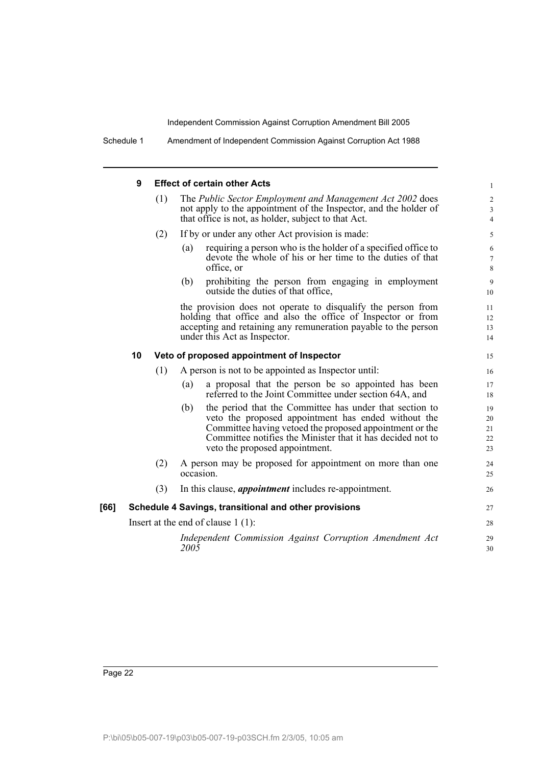### 9 Effect of certain other Acts

(1) The *Public Sector Employment and Management Act 2002* does not apply to the appointment of the Inspector, and the holder of that office is not, as holder, subject to that Act.

(2) If by or under any other Act provision is made:

(a) requiring a person who is the holder of a specified office to devote the whole of his or her time to the duties of that office, or

(b) prohibiting the person from engaging in employment outside the duties of that office,

the provision does not operate to disqualify the person from holding that office and also the office of Inspector or from accepting and retaining any remuneration payable to the person under this Act as Inspector.

### 10 Veto of proposed appointment of Inspector

(1) A person is not to be appointed as Inspector until:

(a) a proposal that the person be so appointed has been referred to the Joint Committee under section 64A, and

(b) the period that the Committee has under that section to veto the proposed appointment has ended without the Committee having vetoed the proposed appointment or the Committee notifies the Minister that it has decided not to veto the proposed appointment.

(2) A person may be proposed for appointment on more than one occasion.

(3) In this clause, ***appointment*** includes re-appointment.

## [66] Schedule 4 Savings, transitional and other provisions

Insert at the end of clause 1 (1):

*Independent Commission Against Corruption Amendment Act 2005*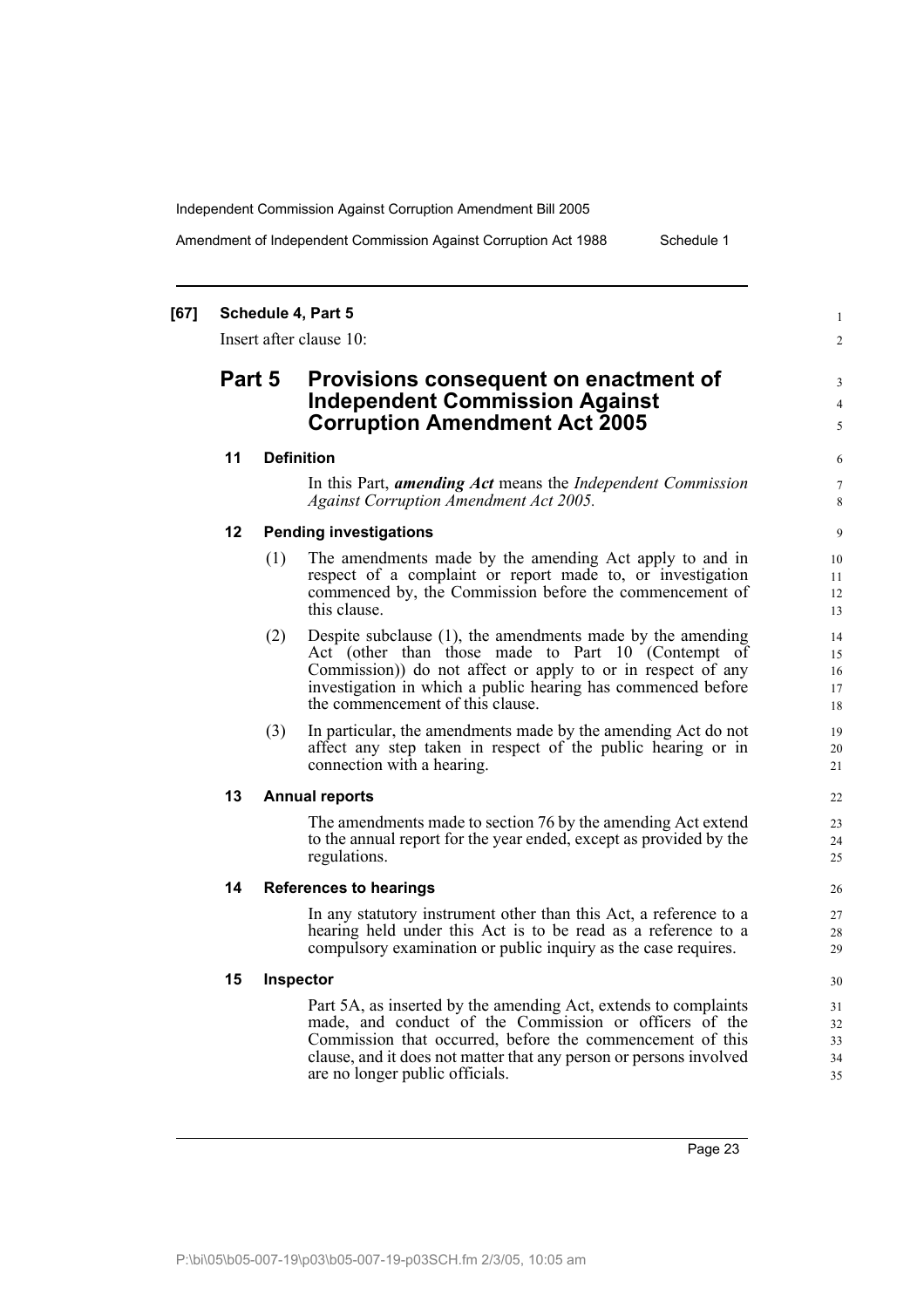## [67] Schedule 4, Part 5

Insert after clause 10:

# Part 5 Provisions consequent on enactment of Independent Commission Against Corruption Amendment Act 2005

### 11 Definition

In this Part, ***amending Act*** means the *Independent Commission Against Corruption Amendment Act 2005.*

### 12 Pending investigations

(1) The amendments made by the amending Act apply to and in respect of a complaint or report made to, or investigation commenced by, the Commission before the commencement of this clause.

(2) Despite subclause (1), the amendments made by the amending Act (other than those made to Part 10 (Contempt of Commission)) do not affect or apply to or in respect of any investigation in which a public hearing has commenced before the commencement of this clause.

(3) In particular, the amendments made by the amending Act do not affect any step taken in respect of the public hearing or in connection with a hearing.

### 13 Annual reports

The amendments made to section 76 by the amending Act extend to the annual report for the year ended, except as provided by the regulations.

### 14 References to hearings

In any statutory instrument other than this Act, a reference to a hearing held under this Act is to be read as a reference to a compulsory examination or public inquiry as the case requires.

### 15 Inspector

Part 5A, as inserted by the amending Act, extends to complaints made, and conduct of the Commission or officers of the Commission that occurred, before the commencement of this clause, and it does not matter that any person or persons involved are no longer public officials.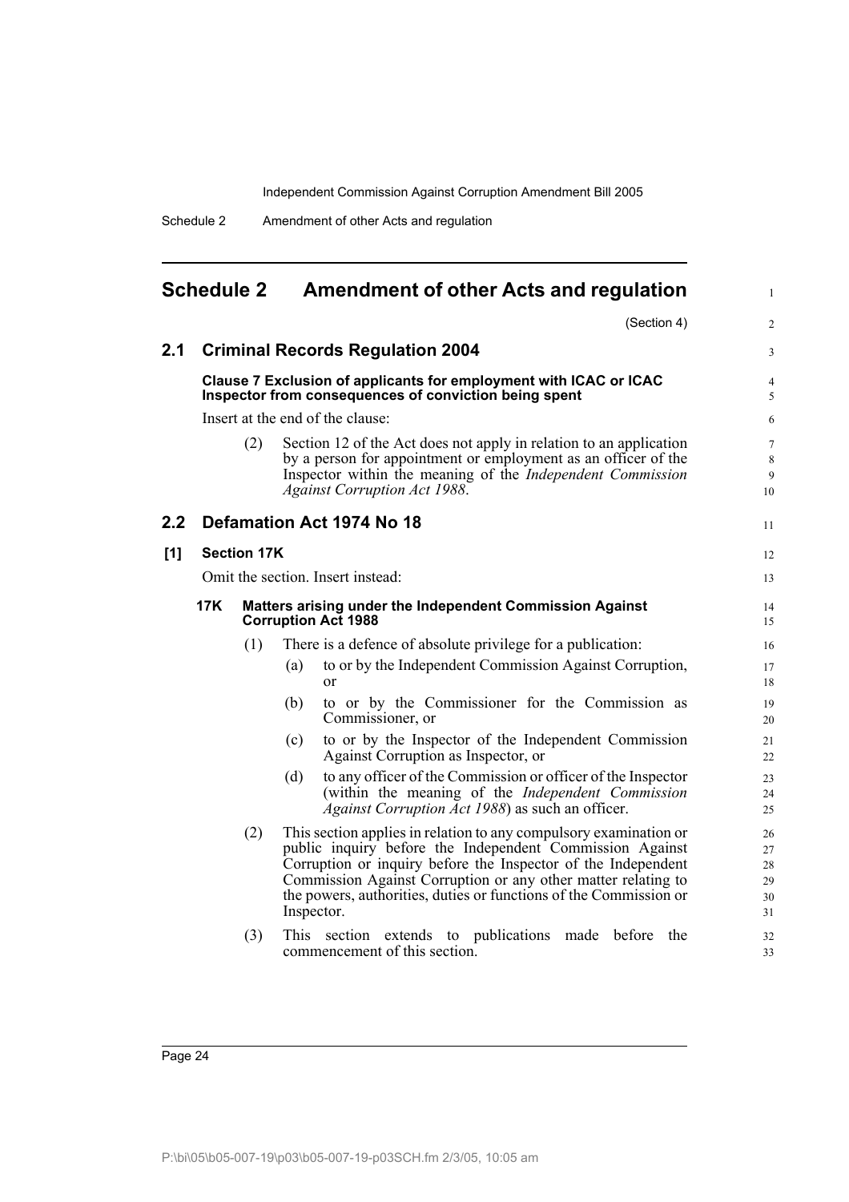# Schedule 2 Amendment of other Acts and regulation

(Section 4)

## 2.1 Criminal Records Regulation 2004

**Clause 7 Exclusion of applicants for employment with ICAC or ICAC Inspector from consequences of conviction being spent**

Insert at the end of the clause:

(2) Section 12 of the Act does not apply in relation to an application by a person for appointment or employment as an officer of the Inspector within the meaning of the *Independent Commission Against Corruption Act 1988*.

## 2.2 Defamation Act 1974 No 18

### [1] Section 17K

Omit the section. Insert instead:

**17K Matters arising under the Independent Commission Against Corruption Act 1988**

(1) There is a defence of absolute privilege for a publication:

(a) to or by the Independent Commission Against Corruption, or

(b) to or by the Commissioner for the Commission as Commissioner, or

(c) to or by the Inspector of the Independent Commission Against Corruption as Inspector, or

(d) to any officer of the Commission or officer of the Inspector (within the meaning of the *Independent Commission Against Corruption Act 1988*) as such an officer.

(2) This section applies in relation to any compulsory examination or public inquiry before the Independent Commission Against Corruption or inquiry before the Inspector of the Independent Commission Against Corruption or any other matter relating to the powers, authorities, duties or functions of the Commission or Inspector.

(3) This section extends to publications made before the commencement of this section.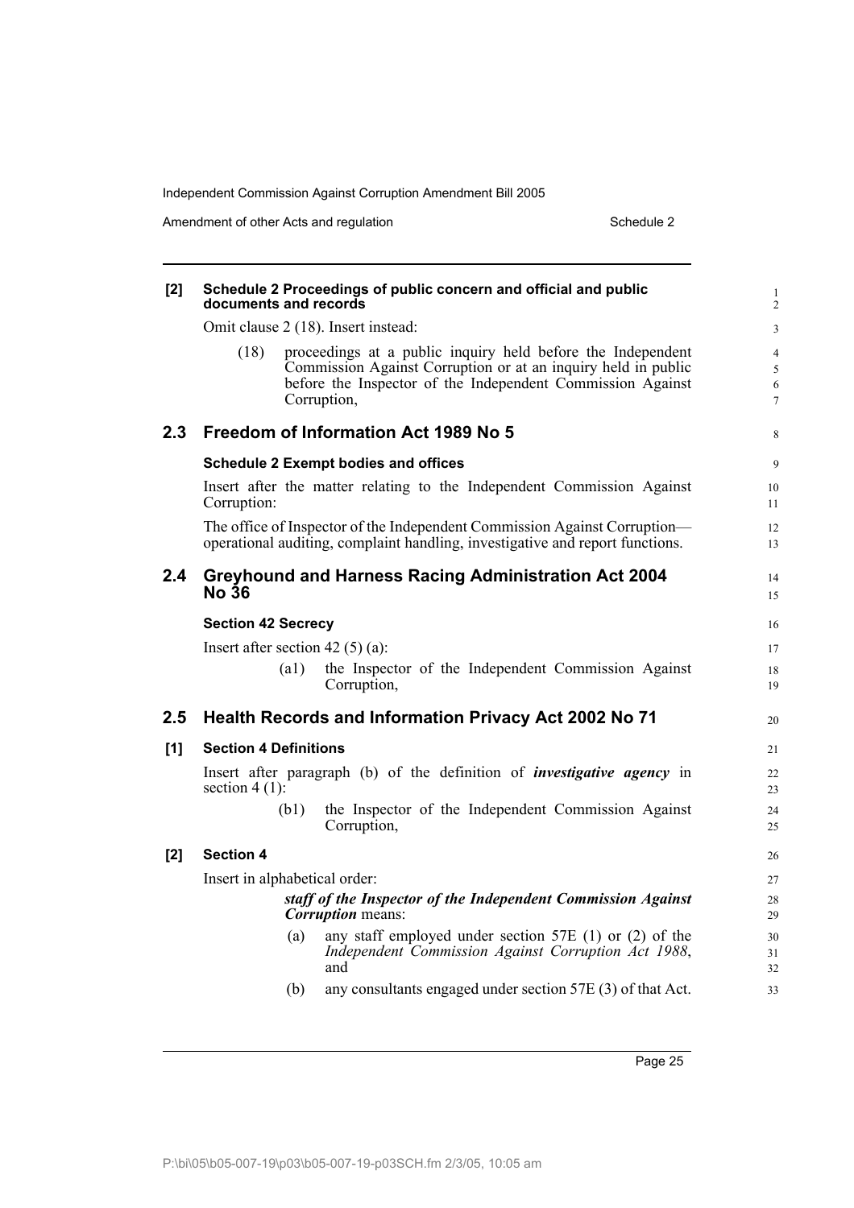**[2] Schedule 2 Proceedings of public concern and official and public documents and records**

Omit clause 2 (18). Insert instead:

(18) proceedings at a public inquiry held before the Independent Commission Against Corruption or at an inquiry held in public before the Inspector of the Independent Commission Against Corruption,

## 2.3 Freedom of Information Act 1989 No 5

**Schedule 2 Exempt bodies and offices**

Insert after the matter relating to the Independent Commission Against Corruption:

The office of Inspector of the Independent Commission Against Corruption—operational auditing, complaint handling, investigative and report functions.

## 2.4 Greyhound and Harness Racing Administration Act 2004 No 36

**Section 42 Secrecy**

Insert after section 42 (5) (a):

(a1) the Inspector of the Independent Commission Against Corruption,

## 2.5 Health Records and Information Privacy Act 2002 No 71

**[1] Section 4 Definitions**

Insert after paragraph (b) of the definition of ***investigative agency*** in section 4 (1):

(b1) the Inspector of the Independent Commission Against Corruption,

**[2] Section 4**

Insert in alphabetical order:

***staff of the Inspector of the Independent Commission Against Corruption*** means:

(a) any staff employed under section 57E (1) or (2) of the *Independent Commission Against Corruption Act 1988*, and

(b) any consultants engaged under section 57E (3) of that Act.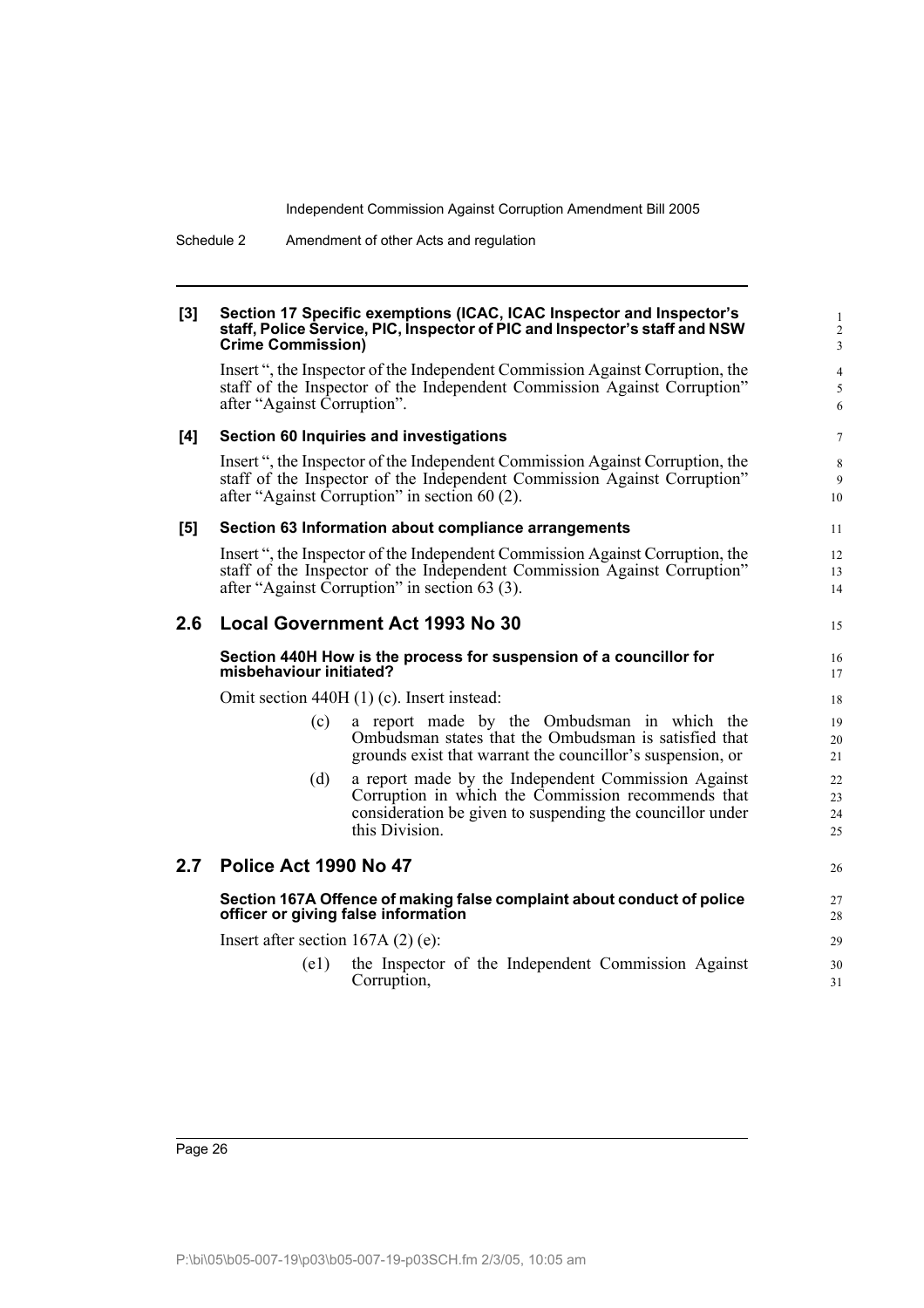**[3] Section 17 Specific exemptions (ICAC, ICAC Inspector and Inspector's staff, Police Service, PIC, Inspector of PIC and Inspector's staff and NSW Crime Commission)**

Insert ", the Inspector of the Independent Commission Against Corruption, the staff of the Inspector of the Independent Commission Against Corruption" after "Against Corruption".

**[4] Section 60 Inquiries and investigations**

Insert ", the Inspector of the Independent Commission Against Corruption, the staff of the Inspector of the Independent Commission Against Corruption" after "Against Corruption" in section 60 (2).

**[5] Section 63 Information about compliance arrangements**

Insert ", the Inspector of the Independent Commission Against Corruption, the staff of the Inspector of the Independent Commission Against Corruption" after "Against Corruption" in section 63 (3).

## 2.6 Local Government Act 1993 No 30

**Section 440H How is the process for suspension of a councillor for misbehaviour initiated?**

Omit section 440H (1) (c). Insert instead:

> (c) a report made by the Ombudsman in which the Ombudsman states that the Ombudsman is satisfied that grounds exist that warrant the councillor's suspension, or
>
> (d) a report made by the Independent Commission Against Corruption in which the Commission recommends that consideration be given to suspending the councillor under this Division.

## 2.7 Police Act 1990 No 47

**Section 167A Offence of making false complaint about conduct of police officer or giving false information**

Insert after section 167A (2) (e):

> (e1) the Inspector of the Independent Commission Against Corruption,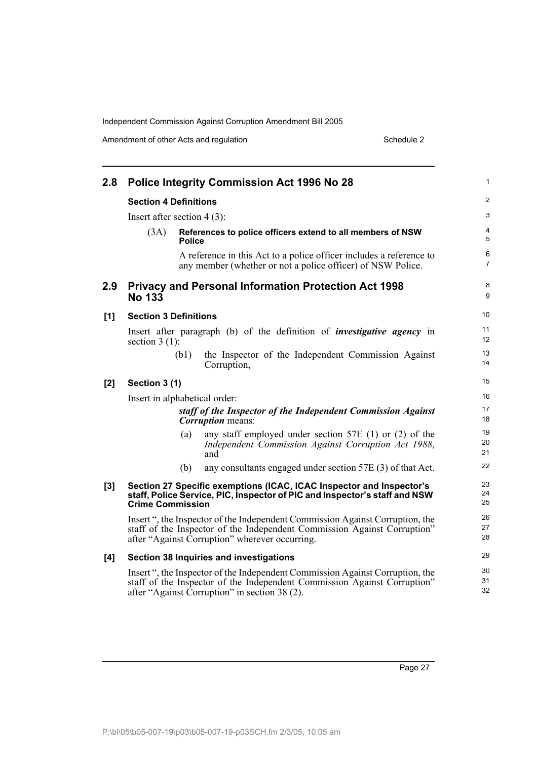## 2.8 Police Integrity Commission Act 1996 No 28

### Section 4 Definitions

Insert after section 4 (3):

(3A) **References to police officers extend to all members of NSW Police**

A reference in this Act to a police officer includes a reference to any member (whether or not a police officer) of NSW Police.

## 2.9 Privacy and Personal Information Protection Act 1998 No 133

### [1] Section 3 Definitions

Insert after paragraph (b) of the definition of ***investigative agency*** in section 3 (1):

(b1) the Inspector of the Independent Commission Against Corruption,

### [2] Section 3 (1)

Insert in alphabetical order:

***staff of the Inspector of the Independent Commission Against Corruption*** means:

(a) any staff employed under section 57E (1) or (2) of the *Independent Commission Against Corruption Act 1988*, and

(b) any consultants engaged under section 57E (3) of that Act.

### [3] Section 27 Specific exemptions (ICAC, ICAC Inspector and Inspector's staff, Police Service, PIC, Inspector of PIC and Inspector's staff and NSW Crime Commission

Insert ", the Inspector of the Independent Commission Against Corruption, the staff of the Inspector of the Independent Commission Against Corruption" after "Against Corruption" wherever occurring.

### [4] Section 38 Inquiries and investigations

Insert ", the Inspector of the Independent Commission Against Corruption, the staff of the Inspector of the Independent Commission Against Corruption" after "Against Corruption" in section 38 (2).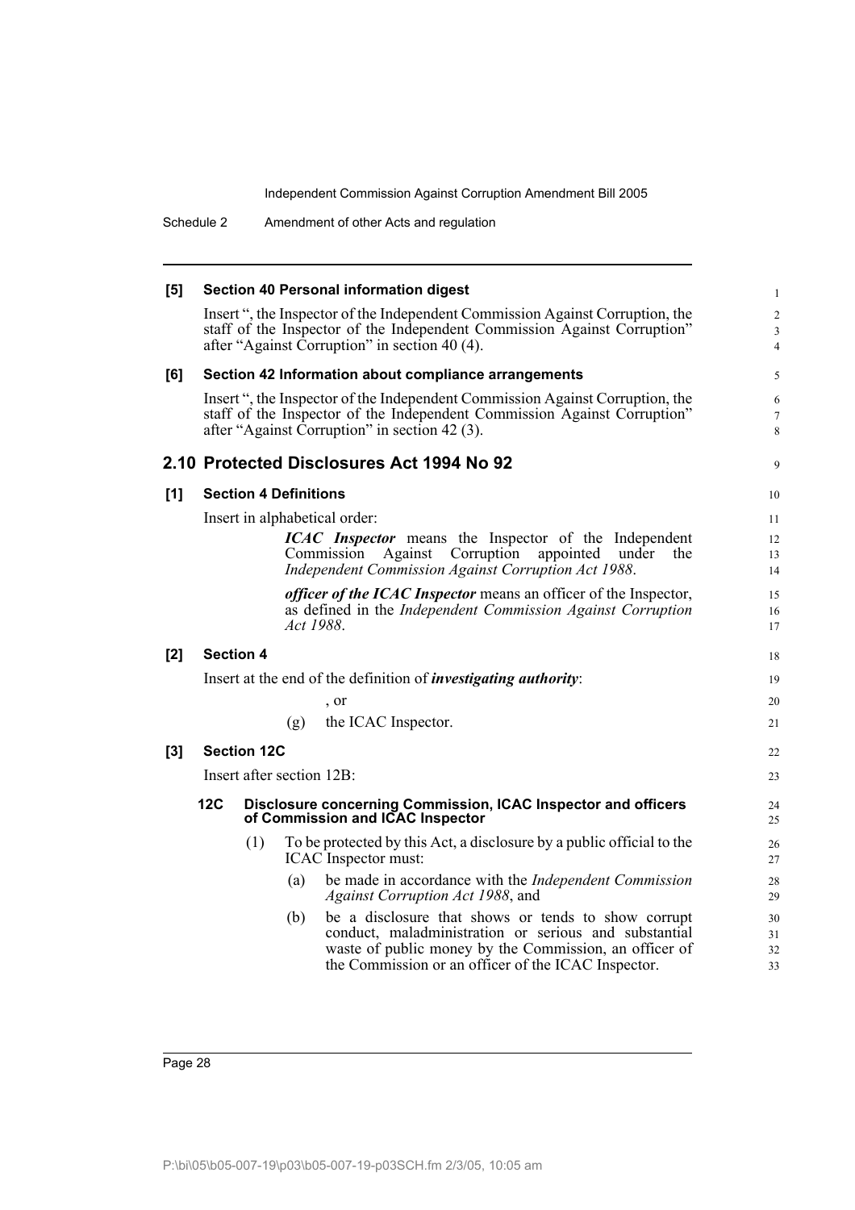**[5] Section 40 Personal information digest**

Insert ", the Inspector of the Independent Commission Against Corruption, the staff of the Inspector of the Independent Commission Against Corruption" after "Against Corruption" in section 40 (4).

**[6] Section 42 Information about compliance arrangements**

Insert ", the Inspector of the Independent Commission Against Corruption, the staff of the Inspector of the Independent Commission Against Corruption" after "Against Corruption" in section 42 (3).

## 2.10 Protected Disclosures Act 1994 No 92

**[1] Section 4 Definitions**

Insert in alphabetical order:

> ***ICAC Inspector*** means the Inspector of the Independent Commission Against Corruption appointed under the *Independent Commission Against Corruption Act 1988*.
>
> ***officer of the ICAC Inspector*** means an officer of the Inspector, as defined in the *Independent Commission Against Corruption Act 1988*.

**[2] Section 4**

Insert at the end of the definition of ***investigating authority***:

> , or
>
> (g) the ICAC Inspector.

**[3] Section 12C**

Insert after section 12B:

**12C Disclosure concerning Commission, ICAC Inspector and officers of Commission and ICAC Inspector**

(1) To be protected by this Act, a disclosure by a public official to the ICAC Inspector must:

(a) be made in accordance with the *Independent Commission Against Corruption Act 1988*, and

(b) be a disclosure that shows or tends to show corrupt conduct, maladministration or serious and substantial waste of public money by the Commission, an officer of the Commission or an officer of the ICAC Inspector.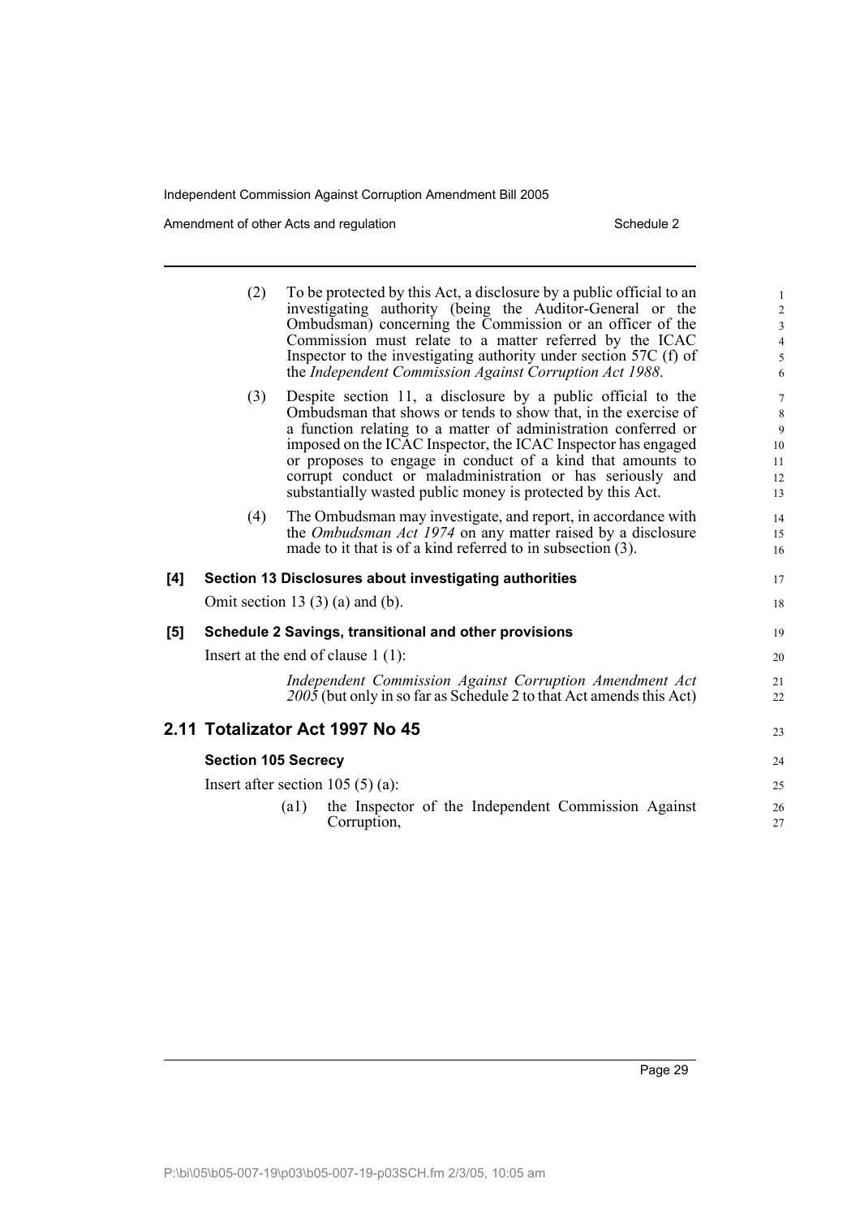(2) To be protected by this Act, a disclosure by a public official to an investigating authority (being the Auditor-General or the Ombudsman) concerning the Commission or an officer of the Commission must relate to a matter referred by the ICAC Inspector to the investigating authority under section 57C (f) of the *Independent Commission Against Corruption Act 1988*.

(3) Despite section 11, a disclosure by a public official to the Ombudsman that shows or tends to show that, in the exercise of a function relating to a matter of administration conferred or imposed on the ICAC Inspector, the ICAC Inspector has engaged or proposes to engage in conduct of a kind that amounts to corrupt conduct or maladministration or has seriously and substantially wasted public money is protected by this Act.

(4) The Ombudsman may investigate, and report, in accordance with the *Ombudsman Act 1974* on any matter raised by a disclosure made to it that is of a kind referred to in subsection (3).

**[4] Section 13 Disclosures about investigating authorities**

Omit section 13 (3) (a) and (b).

**[5] Schedule 2 Savings, transitional and other provisions**

Insert at the end of clause 1 (1):

*Independent Commission Against Corruption Amendment Act 2005* (but only in so far as Schedule 2 to that Act amends this Act)

## 2.11 Totalizator Act 1997 No 45

**Section 105 Secrecy**

Insert after section 105 (5) (a):

(a1) the Inspector of the Independent Commission Against Corruption,